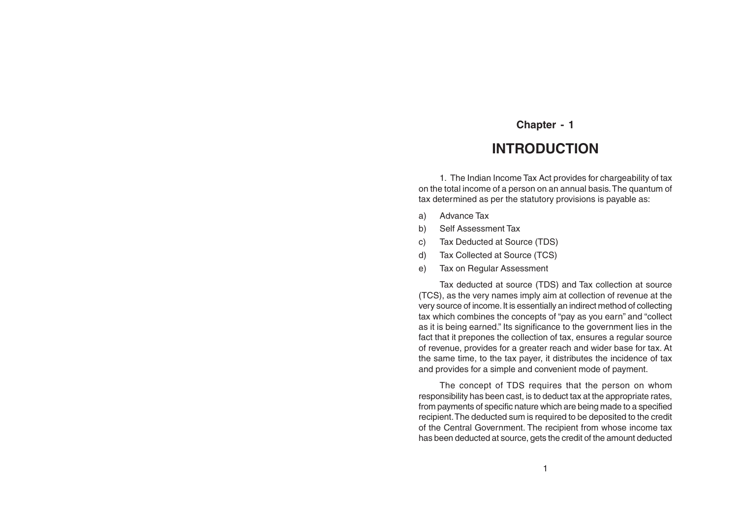## Chapter - 1

# INTRODUCTION

1. The Indian Income Tax Act provides for chargeability of tax on the total income of a person on an annual basis. The quantum of tax determined as per the statutory provisions is payable as:

a) Advance Tax

b) Self Assessment Tax

c) Tax Deducted at Source (TDS)

d) Tax Collected at Source (TCS)

e) Tax on Regular Assessment

Tax deducted at source (TDS) and Tax collection at source (TCS), as the very names imply aim at collection of revenue at the very source of income. It is essentially an indirect method of collecting tax which combines the concepts of "pay as you earn" and "collect as it is being earned." Its significance to the government lies in the fact that it prepones the collection of tax, ensures a regular source of revenue, provides for a greater reach and wider base for tax. At the same time, to the tax payer, it distributes the incidence of tax and provides for a simple and convenient mode of payment.

The concept of TDS requires that the person on whom responsibility has been cast, is to deduct tax at the appropriate rates, from payments of specific nature which are being made to a specified recipient. The deducted sum is required to be deposited to the credit of the Central Government. The recipient from whose income tax has been deducted at source, gets the credit of the amount deducted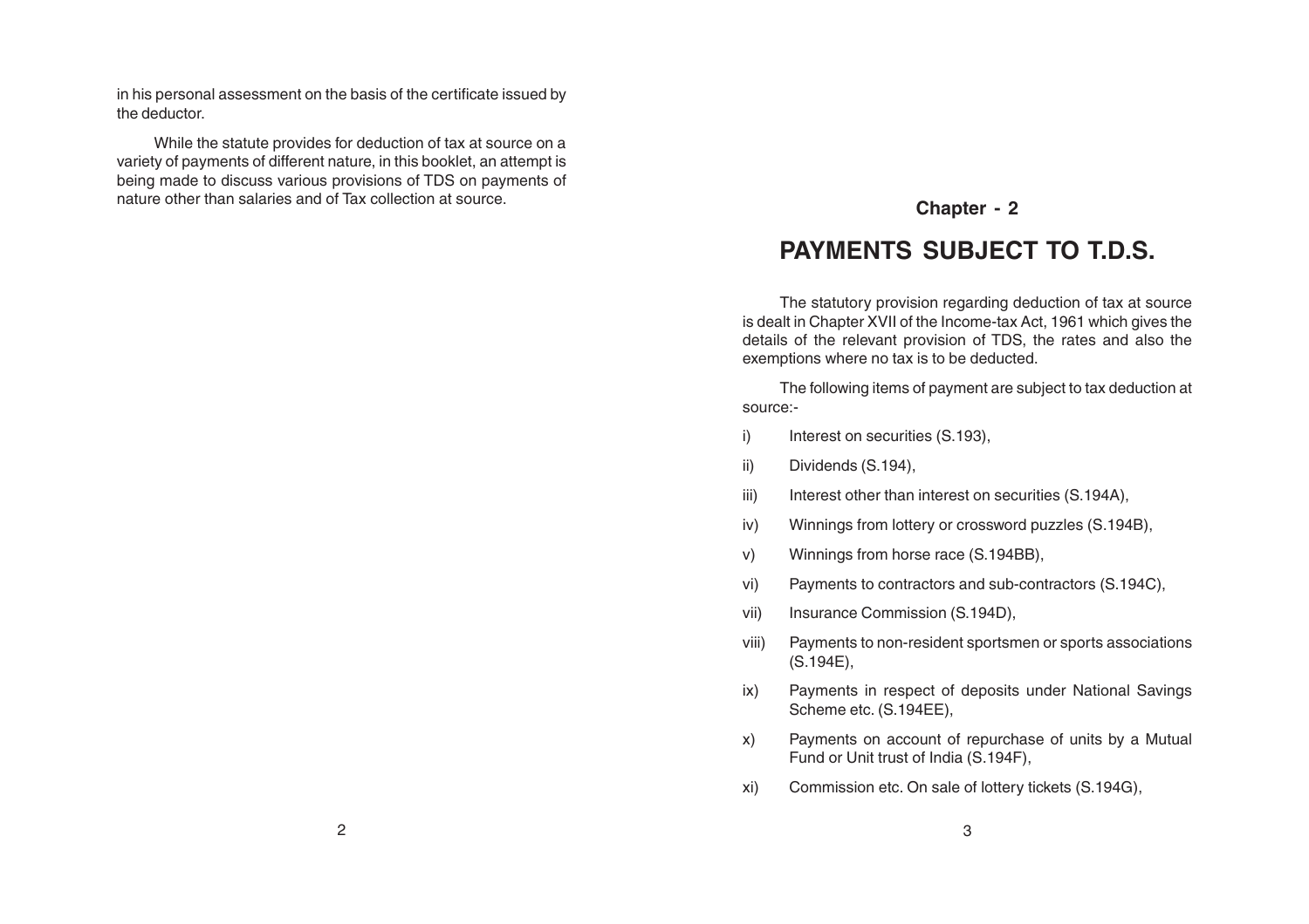in his personal assessment on the basis of the certificate issued by the deductor.

While the statute provides for deduction of tax at source on a variety of payments of different nature, in this booklet, an attempt is being made to discuss various provisions of TDS on payments of nature other than salaries and of Tax collection at source.

## Chapter - 2

# PAYMENTS SUBJECT TO T.D.S.

The statutory provision regarding deduction of tax at source is dealt in Chapter XVII of the Income-tax Act, 1961 which gives the details of the relevant provision of TDS, the rates and also the exemptions where no tax is to be deducted.

The following items of payment are subject to tax deduction at source:-

i) Interest on securities (S.193),

ii) Dividends (S.194),

iii) Interest other than interest on securities (S.194A),

iv) Winnings from lottery or crossword puzzles (S.194B),

v) Winnings from horse race (S.194BB),

vi) Payments to contractors and sub-contractors (S.194C),

vii) Insurance Commission (S.194D),

viii) Payments to non-resident sportsmen or sports associations (S.194E),

ix) Payments in respect of deposits under National Savings Scheme etc. (S.194EE),

x) Payments on account of repurchase of units by a Mutual Fund or Unit trust of India (S.194F),

xi) Commission etc. On sale of lottery tickets (S.194G),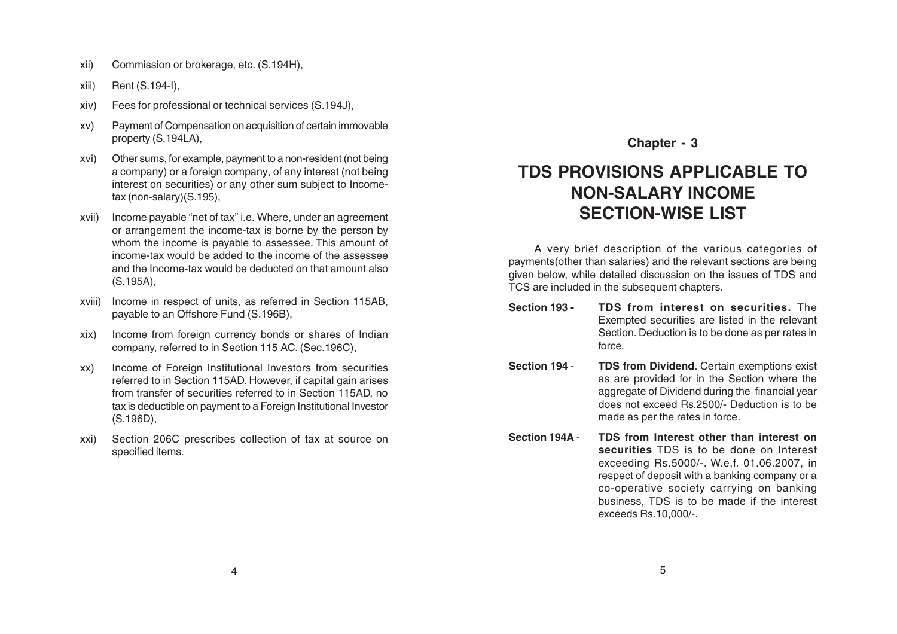xii) Commission or brokerage, etc. (S.194H),

xiii) Rent (S.194-I),

xiv) Fees for professional or technical services (S.194J),

xv) Payment of Compensation on acquisition of certain immovable property (S.194LA),

xvi) Other sums, for example, payment to a non-resident (not being a company) or a foreign company, of any interest (not being interest on securities) or any other sum subject to Income-tax (non-salary)(S.195),

xvii) Income payable "net of tax" i.e. Where, under an agreement or arrangement the income-tax is borne by the person by whom the income is payable to assessee. This amount of income-tax would be added to the income of the assessee and the Income-tax would be deducted on that amount also (S.195A),

xviii) Income in respect of units, as referred in Section 115AB, payable to an Offshore Fund (S.196B),

xix) Income from foreign currency bonds or shares of Indian company, referred to in Section 115 AC. (Sec.196C),

xx) Income of Foreign Institutional Investors from securities referred to in Section 115AD. However, if capital gain arises from transfer of securities referred to in Section 115AD, no tax is deductible on payment to a Foreign Institutional Investor (S.196D),

xxi) Section 206C prescribes collection of tax at source on specified items.

## Chapter - 3

# TDS PROVISIONS APPLICABLE TO NON-SALARY INCOME SECTION-WISE LIST

A very brief description of the various categories of payments(other than salaries) and the relevant sections are being given below, while detailed discussion on the issues of TDS and TCS are included in the subsequent chapters.

**Section 193 -** **TDS from interest on securities.**_The Exempted securities are listed in the relevant Section. Deduction is to be done as per rates in force.

**Section 194** - **TDS from Dividend**. Certain exemptions exist as are provided for in the Section where the aggregate of Dividend during the financial year does not exceed Rs.2500/- Deduction is to be made as per the rates in force.

**Section 194A** - **TDS from Interest other than interest on securities** TDS is to be done on Interest exceeding Rs.5000/-. W.e,f. 01.06.2007, in respect of deposit with a banking company or a co-operative society carrying on banking business, TDS is to be made if the interest exceeds Rs.10,000/-.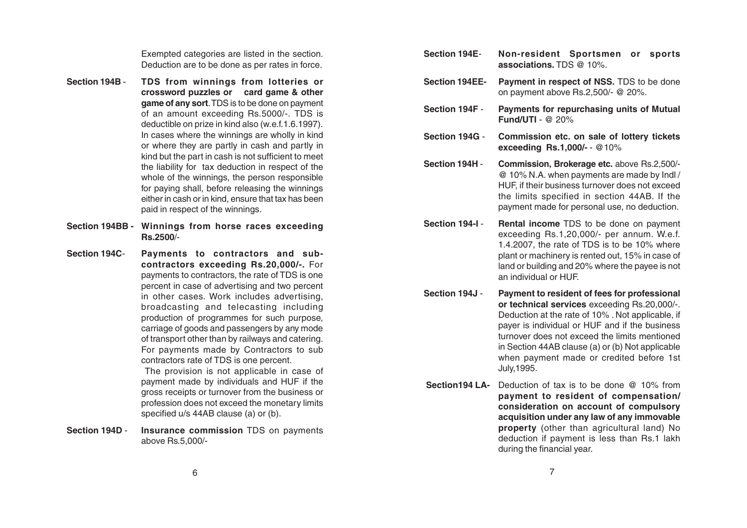Exempted categories are listed in the section. Deduction are to be done as per rates in force.

**Section 194B** - **TDS from winnings from lotteries or crossword puzzles or card game & other game of any sort**. TDS is to be done on payment of an amount exceeding Rs.5000/-. TDS is deductible on prize in kind also (w.e.f.1.6.1997). In cases where the winnings are wholly in kind or where they are partly in cash and partly in kind but the part in cash is not sufficient to meet the liability for tax deduction in respect of the whole of the winnings, the person responsible for paying shall, before releasing the winnings either in cash or in kind, ensure that tax has been paid in respect of the winnings.

**Section 194BB** - **Winnings from horse races exceeding Rs.2500**/-

**Section 194C**- **Payments to contractors and sub-contractors exceeding Rs.20,000/-.** For payments to contractors, the rate of TDS is one percent in case of advertising and two percent in other cases. Work includes advertising, broadcasting and telecasting including production of programmes for such purpose, carriage of goods and passengers by any mode of transport other than by railways and catering. For payments made by Contractors to sub contractors rate of TDS is one percent.

The provision is not applicable in case of payment made by individuals and HUF if the gross receipts or turnover from the business or profession does not exceed the monetary limits specified u/s 44AB clause (a) or (b).

**Section 194D** - **Insurance commission** TDS on payments above Rs.5,000/-

**Section 194E**- **Non-resident Sportsmen or sports associations.** TDS @ 10%.

**Section 194EE**- **Payment in respect of NSS.** TDS to be done on payment above Rs.2,500/- @ 20%.

**Section 194F** - **Payments for repurchasing units of Mutual Fund/UTI** - @ 20%

**Section 194G** - **Commission etc. on sale of lottery tickets exceeding Rs.1,000/-** - @10%

**Section 194H** - **Commission, Brokerage etc.** above Rs.2,500/- @ 10% N.A. when payments are made by Indl / HUF, if their business turnover does not exceed the limits specified in section 44AB. If the payment made for personal use, no deduction.

**Section 194-I** - **Rental income** TDS to be done on payment exceeding Rs.1,20,000/- per annum. W.e.f. 1.4.2007, the rate of TDS is to be 10% where plant or machinery is rented out, 15% in case of land or building and 20% where the payee is not an individual or HUF.

**Section 194J** - **Payment to resident of fees for professional or technical services** exceeding Rs.20,000/-. Deduction at the rate of 10% . Not applicable, if payer is individual or HUF and if the business turnover does not exceed the limits mentioned in Section 44AB clause (a) or (b) Not applicable when payment made or credited before 1st July,1995.

**Section194 LA**- Deduction of tax is to be done @ 10% from **payment to resident of compensation/ consideration on account of compulsory acquisition under any law of any immovable property** (other than agricultural land) No deduction if payment is less than Rs.1 lakh during the financial year.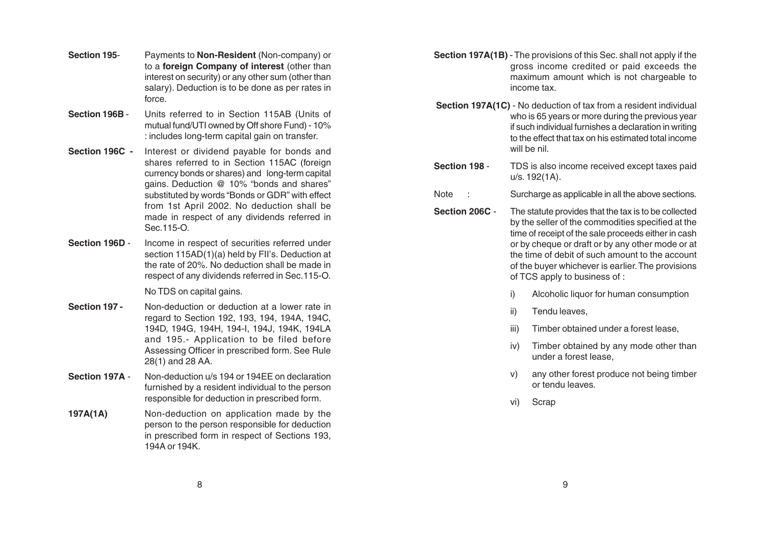**Section 195**- Payments to **Non-Resident** (Non-company) or to a **foreign Company of interest** (other than interest on security) or any other sum (other than salary). Deduction is to be done as per rates in force.

**Section 196B** - Units referred to in Section 115AB (Units of mutual fund/UTI owned by Off shore Fund) - 10% : includes long-term capital gain on transfer.

**Section 196C -** Interest or dividend payable for bonds and shares referred to in Section 115AC (foreign currency bonds or shares) and long-term capital gains. Deduction @ 10% "bonds and shares" substituted by words "Bonds or GDR" with effect from 1st April 2002. No deduction shall be made in respect of any dividends referred in Sec.115-O.

**Section 196D** - Income in respect of securities referred under section 115AD(1)(a) held by FII's. Deduction at the rate of 20%. No deduction shall be made in respect of any dividends referred in Sec.115-O.

No TDS on capital gains.

**Section 197 -** Non-deduction or deduction at a lower rate in regard to Section 192, 193, 194, 194A, 194C, 194D, 194G, 194H, 194-I, 194J, 194K, 194LA and 195.- Application to be filed before Assessing Officer in prescribed form. See Rule 28(1) and 28 AA.

**Section 197A** - Non-deduction u/s 194 or 194EE on declaration furnished by a resident individual to the person responsible for deduction in prescribed form.

**197A(1A)** Non-deduction on application made by the person to the person responsible for deduction in prescribed form in respect of Sections 193, 194A or 194K.

**Section 197A(1B)** - The provisions of this Sec. shall not apply if the gross income credited or paid exceeds the maximum amount which is not chargeable to income tax.

**Section 197A(1C)** - No deduction of tax from a resident individual who is 65 years or more during the previous year if such individual furnishes a declaration in writing to the effect that tax on his estimated total income will be nil.

**Section 198** - TDS is also income received except taxes paid u/s. 192(1A).

Note : Surcharge as applicable in all the above sections.

**Section 206C** - The statute provides that the tax is to be collected by the seller of the commodities specified at the time of receipt of the sale proceeds either in cash or by cheque or draft or by any other mode or at the time of debit of such amount to the account of the buyer whichever is earlier. The provisions of TCS apply to business of :

i) Alcoholic liquor for human consumption

ii) Tendu leaves,

iii) Timber obtained under a forest lease,

iv) Timber obtained by any mode other than under a forest lease,

v) any other forest produce not being timber or tendu leaves.

vi) Scrap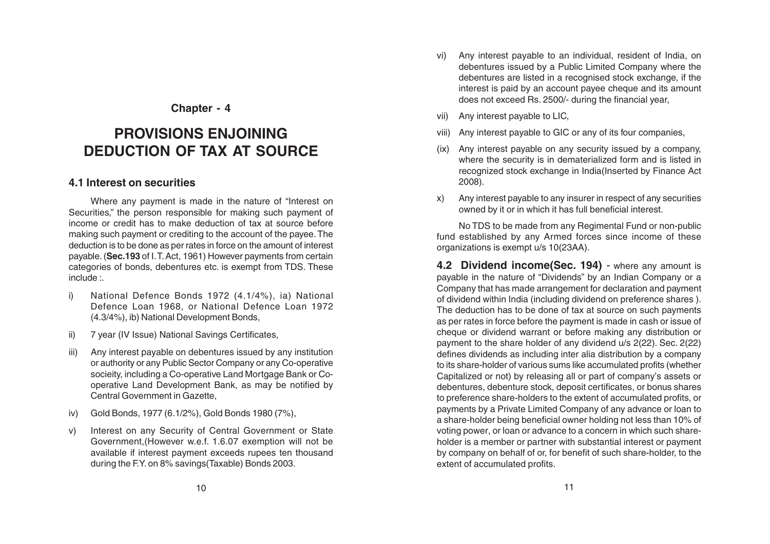# Chapter - 4

# PROVISIONS ENJOINING DEDUCTION OF TAX AT SOURCE

## 4.1 Interest on securities

Where any payment is made in the nature of "Interest on Securities," the person responsible for making such payment of income or credit has to make deduction of tax at source before making such payment or crediting to the account of the payee. The deduction is to be done as per rates in force on the amount of interest payable. (**Sec.193** of I. T. Act, 1961) However payments from certain categories of bonds, debentures etc. is exempt from TDS. These include :.

i) National Defence Bonds 1972 (4.1/4%), ia) National Defence Loan 1968, or National Defence Loan 1972 (4.3/4%), ib) National Development Bonds,

ii) 7 year (IV Issue) National Savings Certificates,

iii) Any interest payable on debentures issued by any institution or authority or any Public Sector Company or any Co-operative socieity, including a Co-operative Land Mortgage Bank or Co-operative Land Development Bank, as may be notified by Central Government in Gazette,

iv) Gold Bonds, 1977 (6.1/2%), Gold Bonds 1980 (7%),

v) Interest on any Security of Central Government or State Government,(However w.e.f. 1.6.07 exemption will not be available if interest payment exceeds rupees ten thousand during the F.Y. on 8% savings(Taxable) Bonds 2003.

vi) Any interest payable to an individual, resident of India, on debentures issued by a Public Limited Company where the debentures are listed in a recognised stock exchange, if the interest is paid by an account payee cheque and its amount does not exceed Rs. 2500/- during the financial year,

vii) Any interest payable to LIC,

viii) Any interest payable to GIC or any of its four companies,

(ix) Any interest payable on any security issued by a company, where the security is in dematerialized form and is listed in recognized stock exchange in India(Inserted by Finance Act 2008).

x) Any interest payable to any insurer in respect of any securities owned by it or in which it has full beneficial interest.

No TDS to be made from any Regimental Fund or non-public fund established by any Armed forces since income of these organizations is exempt u/s 10(23AA).

**4.2 Dividend income(Sec. 194)** - where any amount is payable in the nature of "Dividends" by an Indian Company or a Company that has made arrangement for declaration and payment of dividend within India (including dividend on preference shares ). The deduction has to be done of tax at source on such payments as per rates in force before the payment is made in cash or issue of cheque or dividend warrant or before making any distribution or payment to the share holder of any dividend u/s 2(22). Sec. 2(22) defines dividends as including inter alia distribution by a company to its share-holder of various sums like accumulated profits (whether Capitalized or not) by releasing all or part of company's assets or debentures, debenture stock, deposit certificates, or bonus shares to preference share-holders to the extent of accumulated profits, or payments by a Private Limited Company of any advance or loan to a share-holder being beneficial owner holding not less than 10% of voting power, or loan or advance to a concern in which such share-holder is a member or partner with substantial interest or payment by company on behalf of or, for benefit of such share-holder, to the extent of accumulated profits.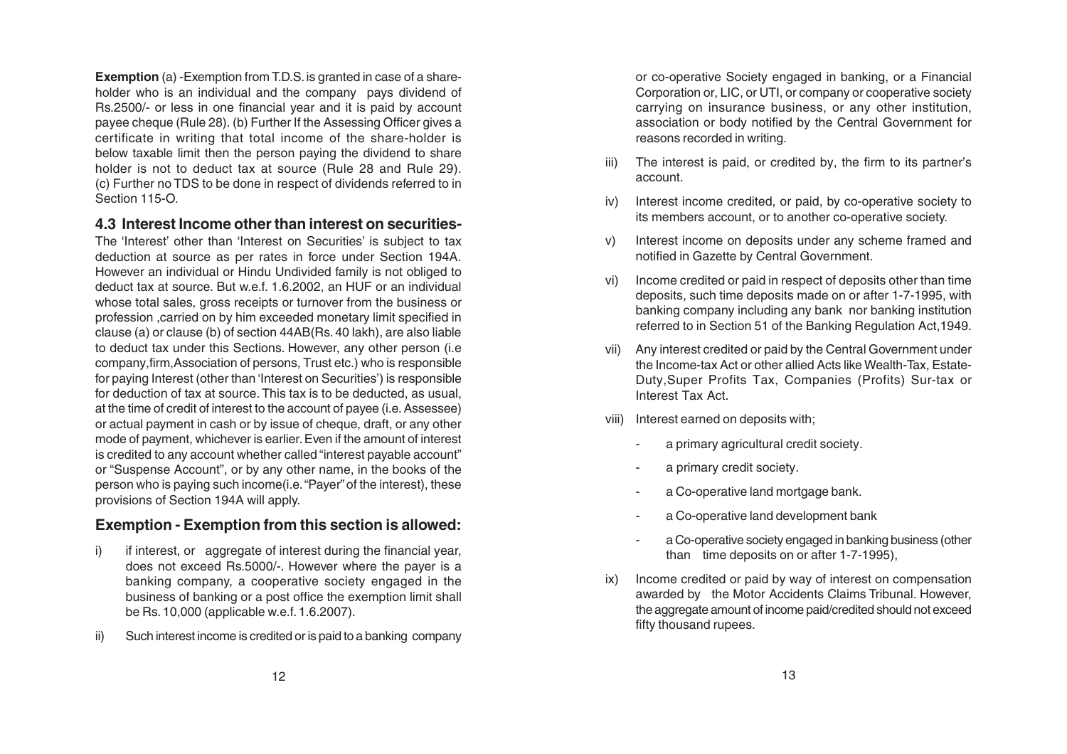**Exemption** (a) -Exemption from T.D.S. is granted in case of a share-holder who is an individual and the company pays dividend of Rs.2500/- or less in one financial year and it is paid by account payee cheque (Rule 28). (b) Further If the Assessing Officer gives a certificate in writing that total income of the share-holder is below taxable limit then the person paying the dividend to share holder is not to deduct tax at source (Rule 28 and Rule 29). (c) Further no TDS to be done in respect of dividends referred to in Section 115-O.

### 4.3 Interest Income other than interest on securities-

The 'Interest' other than 'Interest on Securities' is subject to tax deduction at source as per rates in force under Section 194A. However an individual or Hindu Undivided family is not obliged to deduct tax at source. But w.e.f. 1.6.2002, an HUF or an individual whose total sales, gross receipts or turnover from the business or profession ,carried on by him exceeded monetary limit specified in clause (a) or clause (b) of section 44AB(Rs. 40 lakh), are also liable to deduct tax under this Sections. However, any other person (i.e company,firm,Association of persons, Trust etc.) who is responsible for paying Interest (other than 'Interest on Securities') is responsible for deduction of tax at source. This tax is to be deducted, as usual, at the time of credit of interest to the account of payee (i.e. Assessee) or actual payment in cash or by issue of cheque, draft, or any other mode of payment, whichever is earlier. Even if the amount of interest is credited to any account whether called "interest payable account" or "Suspense Account", or by any other name, in the books of the person who is paying such income(i.e. "Payer" of the interest), these provisions of Section 194A will apply.

### Exemption - Exemption from this section is allowed:

i) if interest, or aggregate of interest during the financial year, does not exceed Rs.5000/-. However where the payer is a banking company, a cooperative society engaged in the business of banking or a post office the exemption limit shall be Rs. 10,000 (applicable w.e.f. 1.6.2007).

ii) Such interest income is credited or is paid to a banking company or co-operative Society engaged in banking, or a Financial Corporation or, LIC, or UTI, or company or cooperative society carrying on insurance business, or any other institution, association or body notified by the Central Government for reasons recorded in writing.

iii) The interest is paid, or credited by, the firm to its partner's account.

iv) Interest income credited, or paid, by co-operative society to its members account, or to another co-operative society.

v) Interest income on deposits under any scheme framed and notified in Gazette by Central Government.

vi) Income credited or paid in respect of deposits other than time deposits, such time deposits made on or after 1-7-1995, with banking company including any bank nor banking institution referred to in Section 51 of the Banking Regulation Act,1949.

vii) Any interest credited or paid by the Central Government under the Income-tax Act or other allied Acts like Wealth-Tax, Estate-Duty,Super Profits Tax, Companies (Profits) Sur-tax or Interest Tax Act.

viii) Interest earned on deposits with;

- a primary agricultural credit society.
- a primary credit society.
- a Co-operative land mortgage bank.
- a Co-operative land development bank
- a Co-operative society engaged in banking business (other than time deposits on or after 1-7-1995),

ix) Income credited or paid by way of interest on compensation awarded by the Motor Accidents Claims Tribunal. However, the aggregate amount of income paid/credited should not exceed fifty thousand rupees.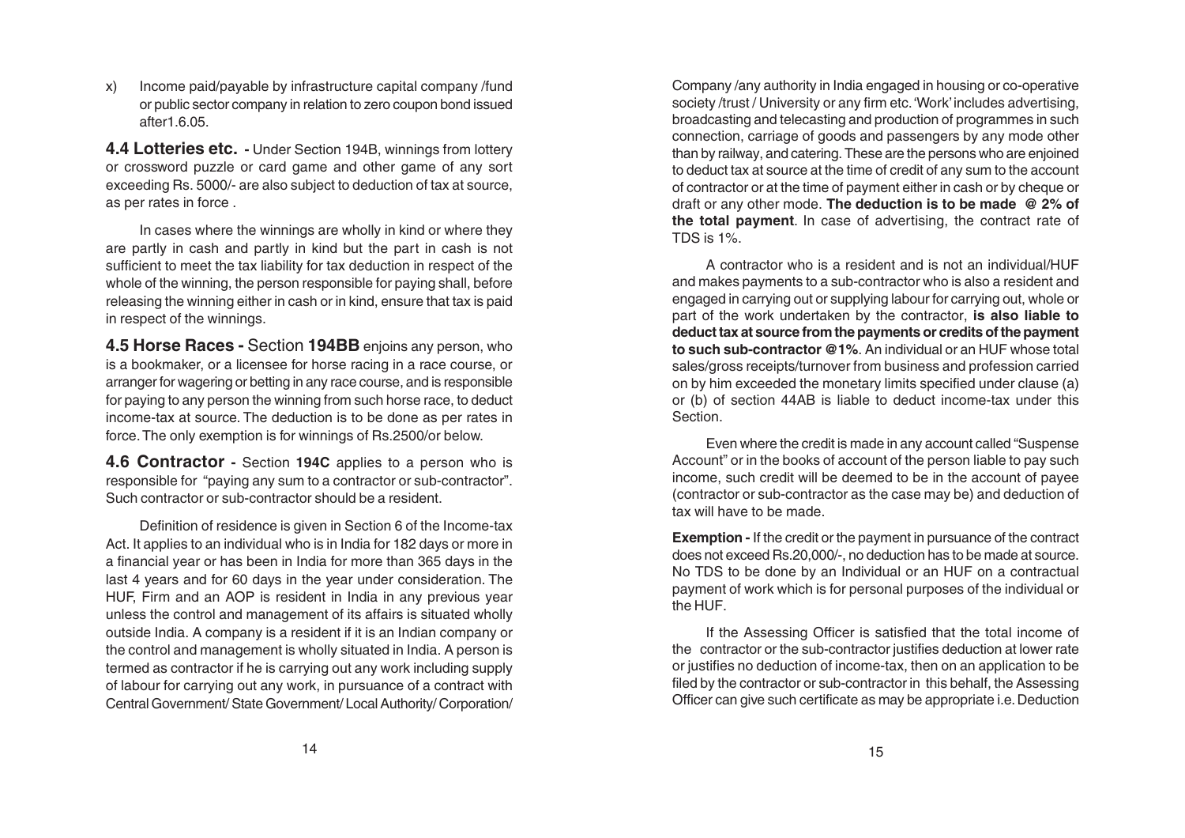x) Income paid/payable by infrastructure capital company /fund or public sector company in relation to zero coupon bond issued after1.6.05.

**4.4 Lotteries etc. -** Under Section 194B, winnings from lottery or crossword puzzle or card game and other game of any sort exceeding Rs. 5000/- are also subject to deduction of tax at source, as per rates in force .

In cases where the winnings are wholly in kind or where they are partly in cash and partly in kind but the part in cash is not sufficient to meet the tax liability for tax deduction in respect of the whole of the winning, the person responsible for paying shall, before releasing the winning either in cash or in kind, ensure that tax is paid in respect of the winnings.

**4.5 Horse Races -** Section **194BB** enjoins any person, who is a bookmaker, or a licensee for horse racing in a race course, or arranger for wagering or betting in any race course, and is responsible for paying to any person the winning from such horse race, to deduct income-tax at source. The deduction is to be done as per rates in force. The only exemption is for winnings of Rs.2500/or below.

**4.6 Contractor -** Section **194C** applies to a person who is responsible for "paying any sum to a contractor or sub-contractor". Such contractor or sub-contractor should be a resident.

Definition of residence is given in Section 6 of the Income-tax Act. It applies to an individual who is in India for 182 days or more in a financial year or has been in India for more than 365 days in the last 4 years and for 60 days in the year under consideration. The HUF, Firm and an AOP is resident in India in any previous year unless the control and management of its affairs is situated wholly outside India. A company is a resident if it is an Indian company or the control and management is wholly situated in India. A person is termed as contractor if he is carrying out any work including supply of labour for carrying out any work, in pursuance of a contract with Central Government/ State Government/ Local Authority/ Corporation/ Company /any authority in India engaged in housing or co-operative society /trust / University or any firm etc. 'Work' includes advertising, broadcasting and telecasting and production of programmes in such connection, carriage of goods and passengers by any mode other than by railway, and catering. These are the persons who are enjoined to deduct tax at source at the time of credit of any sum to the account of contractor or at the time of payment either in cash or by cheque or draft or any other mode. **The deduction is to be made @ 2% of the total payment**. In case of advertising, the contract rate of TDS is 1%.

A contractor who is a resident and is not an individual/HUF and makes payments to a sub-contractor who is also a resident and engaged in carrying out or supplying labour for carrying out, whole or part of the work undertaken by the contractor, **is also liable to deduct tax at source from the payments or credits of the payment to such sub-contractor @1%**. An individual or an HUF whose total sales/gross receipts/turnover from business and profession carried on by him exceeded the monetary limits specified under clause (a) or (b) of section 44AB is liable to deduct income-tax under this Section.

Even where the credit is made in any account called "Suspense Account" or in the books of account of the person liable to pay such income, such credit will be deemed to be in the account of payee (contractor or sub-contractor as the case may be) and deduction of tax will have to be made.

**Exemption -** If the credit or the payment in pursuance of the contract does not exceed Rs.20,000/-, no deduction has to be made at source. No TDS to be done by an Individual or an HUF on a contractual payment of work which is for personal purposes of the individual or the HUF.

If the Assessing Officer is satisfied that the total income of the contractor or the sub-contractor justifies deduction at lower rate or justifies no deduction of income-tax, then on an application to be filed by the contractor or sub-contractor in this behalf, the Assessing Officer can give such certificate as may be appropriate i.e. Deduction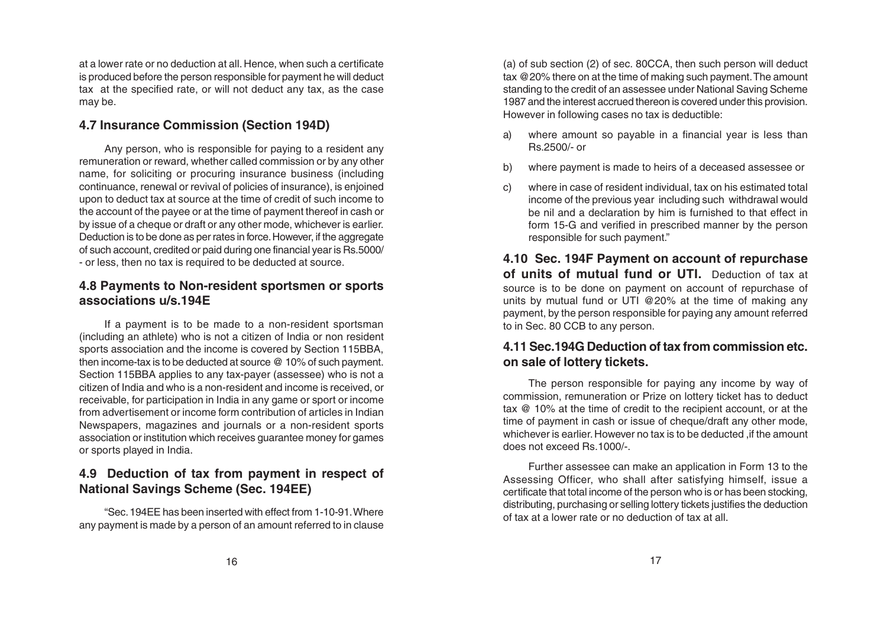at a lower rate or no deduction at all. Hence, when such a certificate is produced before the person responsible for payment he will deduct tax at the specified rate, or will not deduct any tax, as the case may be.

### 4.7 Insurance Commission (Section 194D)

Any person, who is responsible for paying to a resident any remuneration or reward, whether called commission or by any other name, for soliciting or procuring insurance business (including continuance, renewal or revival of policies of insurance), is enjoined upon to deduct tax at source at the time of credit of such income to the account of the payee or at the time of payment thereof in cash or by issue of a cheque or draft or any other mode, whichever is earlier. Deduction is to be done as per rates in force. However, if the aggregate of such account, credited or paid during one financial year is Rs.5000/- or less, then no tax is required to be deducted at source.

### 4.8 Payments to Non-resident sportsmen or sports associations u/s.194E

If a payment is to be made to a non-resident sportsman (including an athlete) who is not a citizen of India or non resident sports association and the income is covered by Section 115BBA, then income-tax is to be deducted at source @ 10% of such payment. Section 115BBA applies to any tax-payer (assessee) who is not a citizen of India and who is a non-resident and income is received, or receivable, for participation in India in any game or sport or income from advertisement or income form contribution of articles in Indian Newspapers, magazines and journals or a non-resident sports association or institution which receives guarantee money for games or sports played in India.

### 4.9 Deduction of tax from payment in respect of National Savings Scheme (Sec. 194EE)

"Sec. 194EE has been inserted with effect from 1-10-91. Where any payment is made by a person of an amount referred to in clause (a) of sub section (2) of sec. 80CCA, then such person will deduct tax @20% there on at the time of making such payment. The amount standing to the credit of an assessee under National Saving Scheme 1987 and the interest accrued thereon is covered under this provision. However in following cases no tax is deductible:

a) where amount so payable in a financial year is less than Rs.2500/- or

b) where payment is made to heirs of a deceased assessee or

c) where in case of resident individual, tax on his estimated total income of the previous year including such withdrawal would be nil and a declaration by him is furnished to that effect in form 15-G and verified in prescribed manner by the person responsible for such payment."

### 4.10 Sec. 194F Payment on account of repurchase of units of mutual fund or UTI.

Deduction of tax at source is to be done on payment on account of repurchase of units by mutual fund or UTI @20% at the time of making any payment, by the person responsible for paying any amount referred to in Sec. 80 CCB to any person.

### 4.11 Sec.194G Deduction of tax from commission etc. on sale of lottery tickets.

The person responsible for paying any income by way of commission, remuneration or Prize on lottery ticket has to deduct tax @ 10% at the time of credit to the recipient account, or at the time of payment in cash or issue of cheque/draft any other mode, whichever is earlier. However no tax is to be deducted ,if the amount does not exceed Rs.1000/-.

Further assessee can make an application in Form 13 to the Assessing Officer, who shall after satisfying himself, issue a certificate that total income of the person who is or has been stocking, distributing, purchasing or selling lottery tickets justifies the deduction of tax at a lower rate or no deduction of tax at all.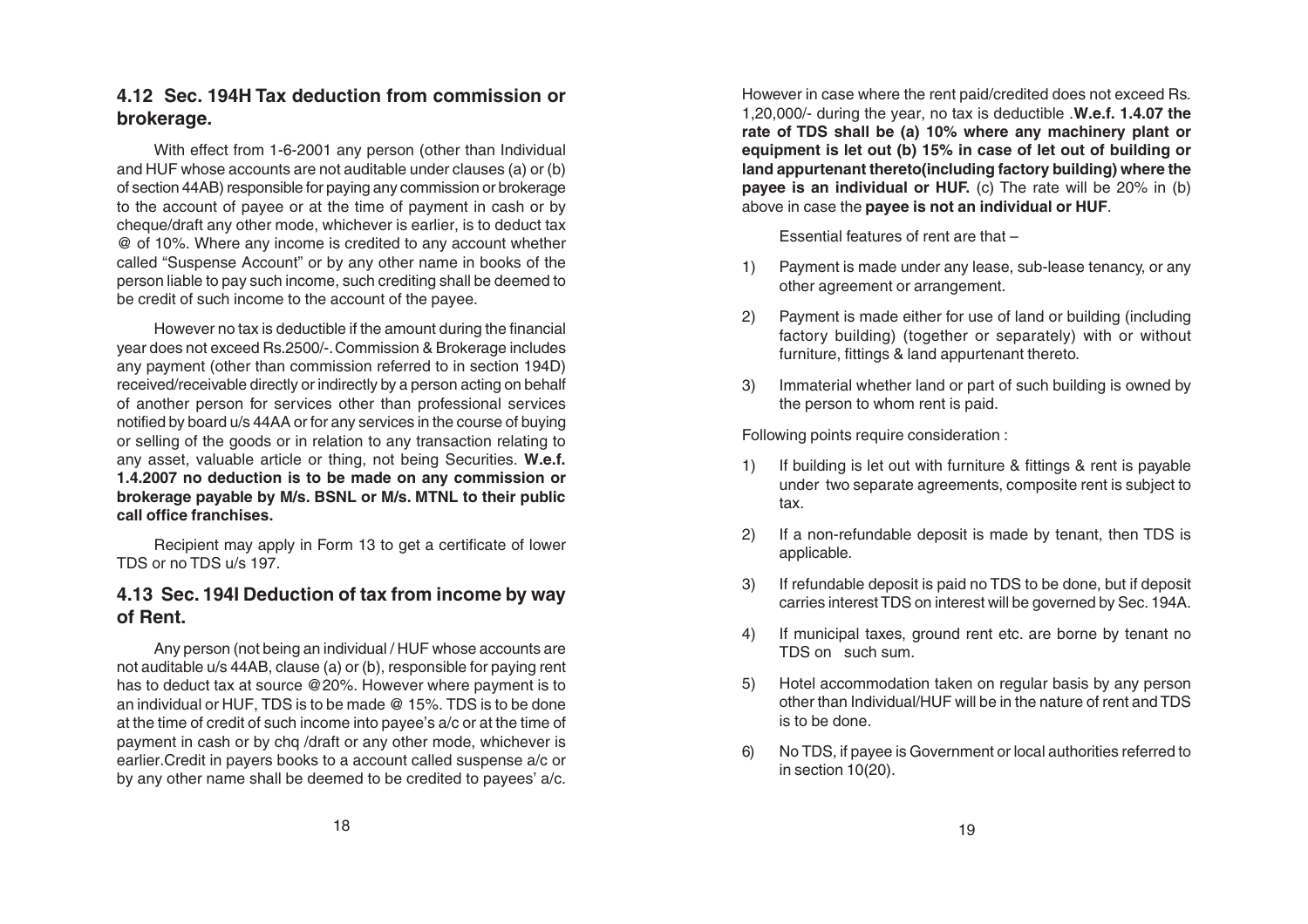## 4.12 Sec. 194H Tax deduction from commission or brokerage.

With effect from 1-6-2001 any person (other than Individual and HUF whose accounts are not auditable under clauses (a) or (b) of section 44AB) responsible for paying any commission or brokerage to the account of payee or at the time of payment in cash or by cheque/draft any other mode, whichever is earlier, is to deduct tax @ of 10%. Where any income is credited to any account whether called "Suspense Account" or by any other name in books of the person liable to pay such income, such crediting shall be deemed to be credit of such income to the account of the payee.

However no tax is deductible if the amount during the financial year does not exceed Rs.2500/-. Commission & Brokerage includes any payment (other than commission referred to in section 194D) received/receivable directly or indirectly by a person acting on behalf of another person for services other than professional services notified by board u/s 44AA or for any services in the course of buying or selling of the goods or in relation to any transaction relating to any asset, valuable article or thing, not being Securities. **W.e.f. 1.4.2007 no deduction is to be made on any commission or brokerage payable by M/s. BSNL or M/s. MTNL to their public call office franchises.**

Recipient may apply in Form 13 to get a certificate of lower TDS or no TDS u/s 197.

## 4.13 Sec. 194I Deduction of tax from income by way of Rent.

Any person (not being an individual / HUF whose accounts are not auditable u/s 44AB, clause (a) or (b), responsible for paying rent has to deduct tax at source @20%. However where payment is to an individual or HUF, TDS is to be made @ 15%. TDS is to be done at the time of credit of such income into payee's a/c or at the time of payment in cash or by chq /draft or any other mode, whichever is earlier.Credit in payers books to a account called suspense a/c or by any other name shall be deemed to be credited to payees' a/c.

However in case where the rent paid/credited does not exceed Rs. 1,20,000/- during the year, no tax is deductible .**W.e.f. 1.4.07 the rate of TDS shall be (a) 10% where any machinery plant or equipment is let out (b) 15% in case of let out of building or land appurtenant thereto(including factory building) where the payee is an individual or HUF.** (c) The rate will be 20% in (b) above in case the **payee is not an individual or HUF**.

Essential features of rent are that –

1) Payment is made under any lease, sub-lease tenancy, or any other agreement or arrangement.
2) Payment is made either for use of land or building (including factory building) (together or separately) with or without furniture, fittings & land appurtenant thereto.
3) Immaterial whether land or part of such building is owned by the person to whom rent is paid.

Following points require consideration :

1) If building is let out with furniture & fittings & rent is payable under two separate agreements, composite rent is subject to tax.
2) If a non-refundable deposit is made by tenant, then TDS is applicable.
3) If refundable deposit is paid no TDS to be done, but if deposit carries interest TDS on interest will be governed by Sec. 194A.
4) If municipal taxes, ground rent etc. are borne by tenant no TDS on such sum.
5) Hotel accommodation taken on regular basis by any person other than Individual/HUF will be in the nature of rent and TDS is to be done.
6) No TDS, if payee is Government or local authorities referred to in section 10(20).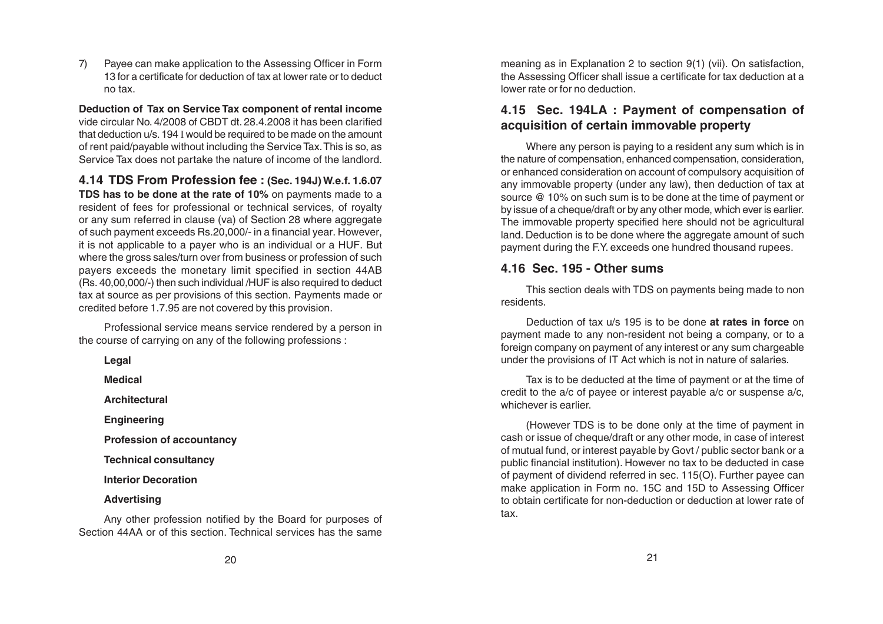7) Payee can make application to the Assessing Officer in Form 13 for a certificate for deduction of tax at lower rate or to deduct no tax.

**Deduction of Tax on Service Tax component of rental income** vide circular No. 4/2008 of CBDT dt. 28.4.2008 it has been clarified that deduction u/s. 194 I would be required to be made on the amount of rent paid/payable without including the Service Tax. This is so, as Service Tax does not partake the nature of income of the landlord.

## 4.14 TDS From Profession fee : (Sec. 194J) W.e.f. 1.6.07

**TDS has to be done at the rate of 10%** on payments made to a resident of fees for professional or technical services, of royalty or any sum referred in clause (va) of Section 28 where aggregate of such payment exceeds Rs.20,000/- in a financial year. However, it is not applicable to a payer who is an individual or a HUF. But where the gross sales/turn over from business or profession of such payers exceeds the monetary limit specified in section 44AB (Rs. 40,00,000/-) then such individual /HUF is also required to deduct tax at source as per provisions of this section. Payments made or credited before 1.7.95 are not covered by this provision.

Professional service means service rendered by a person in the course of carrying on any of the following professions :

**Legal**

**Medical**

**Architectural**

**Engineering**

**Profession of accountancy**

**Technical consultancy**

**Interior Decoration**

**Advertising**

Any other profession notified by the Board for purposes of Section 44AA or of this section. Technical services has the same meaning as in Explanation 2 to section 9(1) (vii). On satisfaction, the Assessing Officer shall issue a certificate for tax deduction at a lower rate or for no deduction.

## 4.15 Sec. 194LA : Payment of compensation of acquisition of certain immovable property

Where any person is paying to a resident any sum which is in the nature of compensation, enhanced compensation, consideration, or enhanced consideration on account of compulsory acquisition of any immovable property (under any law), then deduction of tax at source @ 10% on such sum is to be done at the time of payment or by issue of a cheque/draft or by any other mode, which ever is earlier. The immovable property specified here should not be agricultural land. Deduction is to be done where the aggregate amount of such payment during the F.Y. exceeds one hundred thousand rupees.

## 4.16 Sec. 195 - Other sums

This section deals with TDS on payments being made to non residents.

Deduction of tax u/s 195 is to be done **at rates in force** on payment made to any non-resident not being a company, or to a foreign company on payment of any interest or any sum chargeable under the provisions of IT Act which is not in nature of salaries.

Tax is to be deducted at the time of payment or at the time of credit to the a/c of payee or interest payable a/c or suspense a/c, whichever is earlier.

(However TDS is to be done only at the time of payment in cash or issue of cheque/draft or any other mode, in case of interest of mutual fund, or interest payable by Govt / public sector bank or a public financial institution). However no tax to be deducted in case of payment of dividend referred in sec. 115(O). Further payee can make application in Form no. 15C and 15D to Assessing Officer to obtain certificate for non-deduction or deduction at lower rate of tax.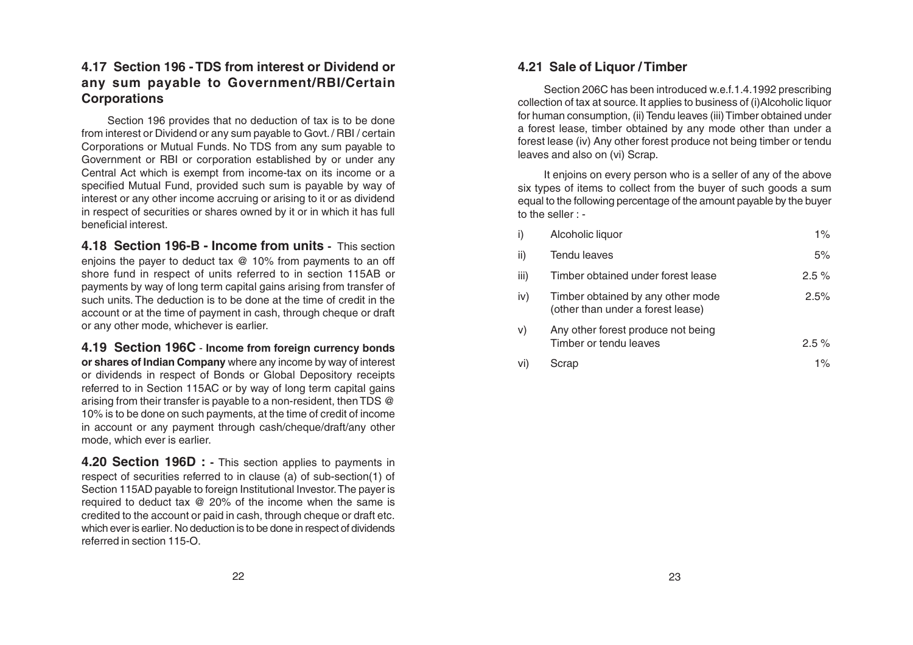## 4.17 Section 196 - TDS from interest or Dividend or any sum payable to Government/RBI/Certain Corporations

Section 196 provides that no deduction of tax is to be done from interest or Dividend or any sum payable to Govt. / RBI / certain Corporations or Mutual Funds. No TDS from any sum payable to Government or RBI or corporation established by or under any Central Act which is exempt from income-tax on its income or a specified Mutual Fund, provided such sum is payable by way of interest or any other income accruing or arising to it or as dividend in respect of securities or shares owned by it or in which it has full beneficial interest.

**4.18 Section 196-B - Income from units -** This section enjoins the payer to deduct tax @ 10% from payments to an off shore fund in respect of units referred to in section 115AB or payments by way of long term capital gains arising from transfer of such units. The deduction is to be done at the time of credit in the account or at the time of payment in cash, through cheque or draft or any other mode, whichever is earlier.

**4.19 Section 196C - Income from foreign currency bonds or shares of Indian Company** where any income by way of interest or dividends in respect of Bonds or Global Depository receipts referred to in Section 115AC or by way of long term capital gains arising from their transfer is payable to a non-resident, then TDS @ 10% is to be done on such payments, at the time of credit of income in account or any payment through cash/cheque/draft/any other mode, which ever is earlier.

**4.20 Section 196D : -** This section applies to payments in respect of securities referred to in clause (a) of sub-section(1) of Section 115AD payable to foreign Institutional Investor. The payer is required to deduct tax @ 20% of the income when the same is credited to the account or paid in cash, through cheque or draft etc. which ever is earlier. No deduction is to be done in respect of dividends referred in section 115-O.

## 4.21 Sale of Liquor / Timber

Section 206C has been introduced w.e.f.1.4.1992 prescribing collection of tax at source. It applies to business of (i)Alcoholic liquor for human consumption, (ii) Tendu leaves (iii) Timber obtained under a forest lease, timber obtained by any mode other than under a forest lease (iv) Any other forest produce not being timber or tendu leaves and also on (vi) Scrap.

It enjoins on every person who is a seller of any of the above six types of items to collect from the buyer of such goods a sum equal to the following percentage of the amount payable by the buyer to the seller : -

| | | |
|---|---|---|
| i) | Alcoholic liquor | 1% |
| ii) | Tendu leaves | 5% |
| iii) | Timber obtained under forest lease | 2.5 % |
| iv) | Timber obtained by any other mode (other than under a forest lease) | 2.5% |
| v) | Any other forest produce not being Timber or tendu leaves | 2.5 % |
| vi) | Scrap | 1% |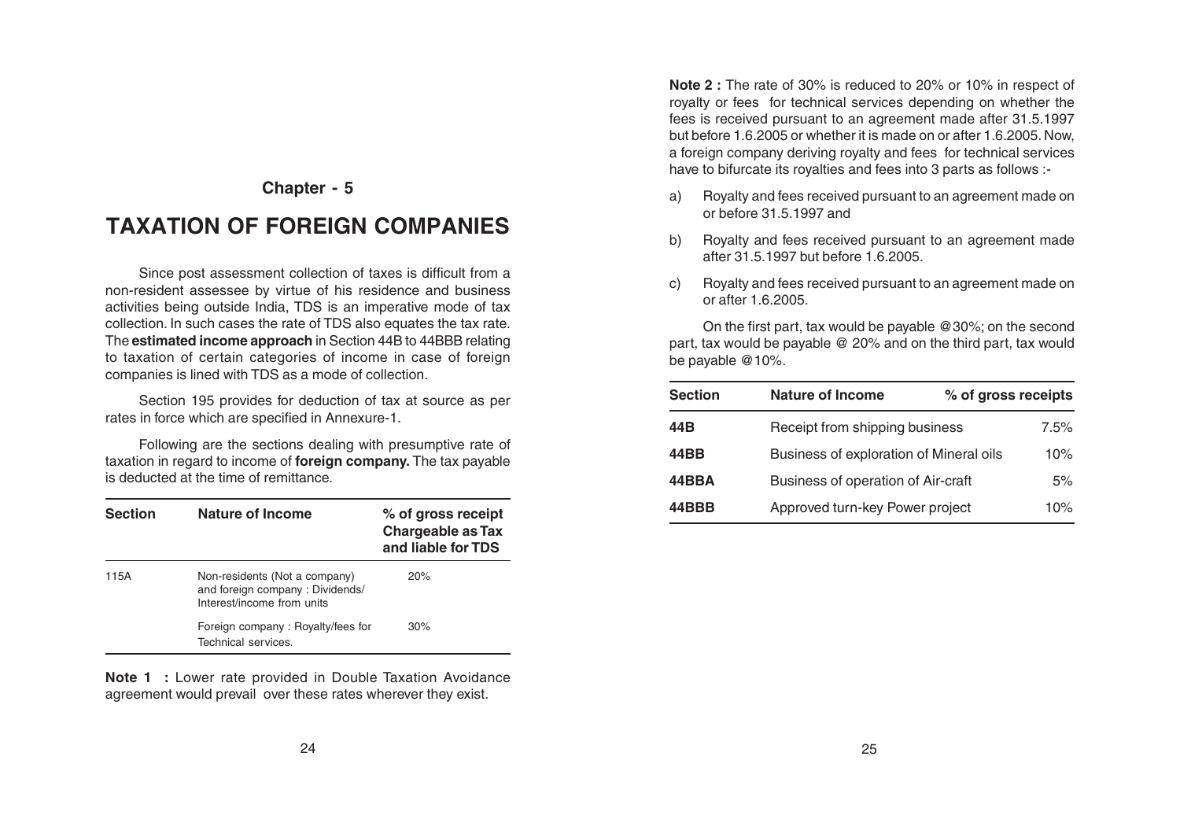Chapter - 5

# TAXATION OF FOREIGN COMPANIES

Since post assessment collection of taxes is difficult from a non-resident assessee by virtue of his residence and business activities being outside India, TDS is an imperative mode of tax collection. In such cases the rate of TDS also equates the tax rate. The **estimated income approach** in Section 44B to 44BBB relating to taxation of certain categories of income in case of foreign companies is lined with TDS as a mode of collection.

Section 195 provides for deduction of tax at source as per rates in force which are specified in Annexure-1.

Following are the sections dealing with presumptive rate of taxation in regard to income of **foreign company.** The tax payable is deducted at the time of remittance.

| Section | Nature of Income | % of gross receipt Chargeable as Tax and liable for TDS |
|---|---|---|
| 115A | Non-residents (Not a company) and foreign company : Dividends/ Interest/income from units | 20% |
| | Foreign company : Royalty/fees for Technical services. | 30% |

**Note 1 :** Lower rate provided in Double Taxation Avoidance agreement would prevail over these rates wherever they exist.

**Note 2 :** The rate of 30% is reduced to 20% or 10% in respect of royalty or fees for technical services depending on whether the fees is received pursuant to an agreement made after 31.5.1997 but before 1.6.2005 or whether it is made on or after 1.6.2005. Now, a foreign company deriving royalty and fees for technical services have to bifurcate its royalties and fees into 3 parts as follows :-

a) Royalty and fees received pursuant to an agreement made on or before 31.5.1997 and

b) Royalty and fees received pursuant to an agreement made after 31.5.1997 but before 1.6.2005.

c) Royalty and fees received pursuant to an agreement made on or after 1.6.2005.

On the first part, tax would be payable @30%; on the second part, tax would be payable @ 20% and on the third part, tax would be payable @10%.

| Section | Nature of Income | % of gross receipts |
|---|---|---|
| 44B | Receipt from shipping business | 7.5% |
| 44BB | Business of exploration of Mineral oils | 10% |
| 44BBA | Business of operation of Air-craft | 5% |
| 44BBB | Approved turn-key Power project | 10% |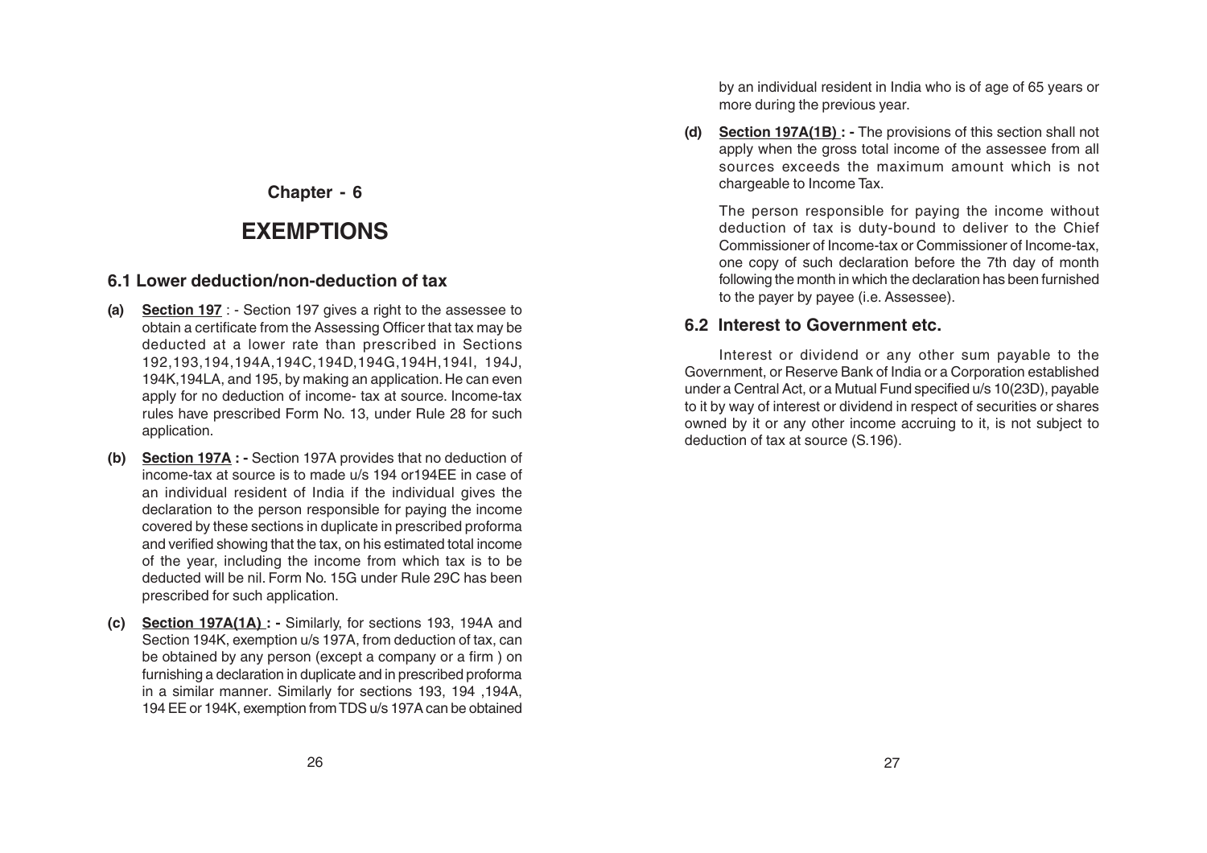# Chapter - 6

# EXEMPTIONS

## 6.1 Lower deduction/non-deduction of tax

**(a)** **<u>Section 197</u>** : - Section 197 gives a right to the assessee to obtain a certificate from the Assessing Officer that tax may be deducted at a lower rate than prescribed in Sections 192,193,194,194A,194C,194D,194G,194H,194I, 194J, 194K,194LA, and 195, by making an application. He can even apply for no deduction of income- tax at source. Income-tax rules have prescribed Form No. 13, under Rule 28 for such application.

**(b)** **<u>Section 197A</u> : -** Section 197A provides that no deduction of income-tax at source is to made u/s 194 or194EE in case of an individual resident of India if the individual gives the declaration to the person responsible for paying the income covered by these sections in duplicate in prescribed proforma and verified showing that the tax, on his estimated total income of the year, including the income from which tax is to be deducted will be nil. Form No. 15G under Rule 29C has been prescribed for such application.

**(c)** **<u>Section 197A(1A)</u> : -** Similarly, for sections 193, 194A and Section 194K, exemption u/s 197A, from deduction of tax, can be obtained by any person (except a company or a firm ) on furnishing a declaration in duplicate and in prescribed proforma in a similar manner. Similarly for sections 193, 194 ,194A, 194 EE or 194K, exemption from TDS u/s 197A can be obtained by an individual resident in India who is of age of 65 years or more during the previous year.

**(d)** **<u>Section 197A(1B)</u> : -** The provisions of this section shall not apply when the gross total income of the assessee from all sources exceeds the maximum amount which is not chargeable to Income Tax.

The person responsible for paying the income without deduction of tax is duty-bound to deliver to the Chief Commissioner of Income-tax or Commissioner of Income-tax, one copy of such declaration before the 7th day of month following the month in which the declaration has been furnished to the payer by payee (i.e. Assessee).

## 6.2 Interest to Government etc.

Interest or dividend or any other sum payable to the Government, or Reserve Bank of India or a Corporation established under a Central Act, or a Mutual Fund specified u/s 10(23D), payable to it by way of interest or dividend in respect of securities or shares owned by it or any other income accruing to it, is not subject to deduction of tax at source (S.196).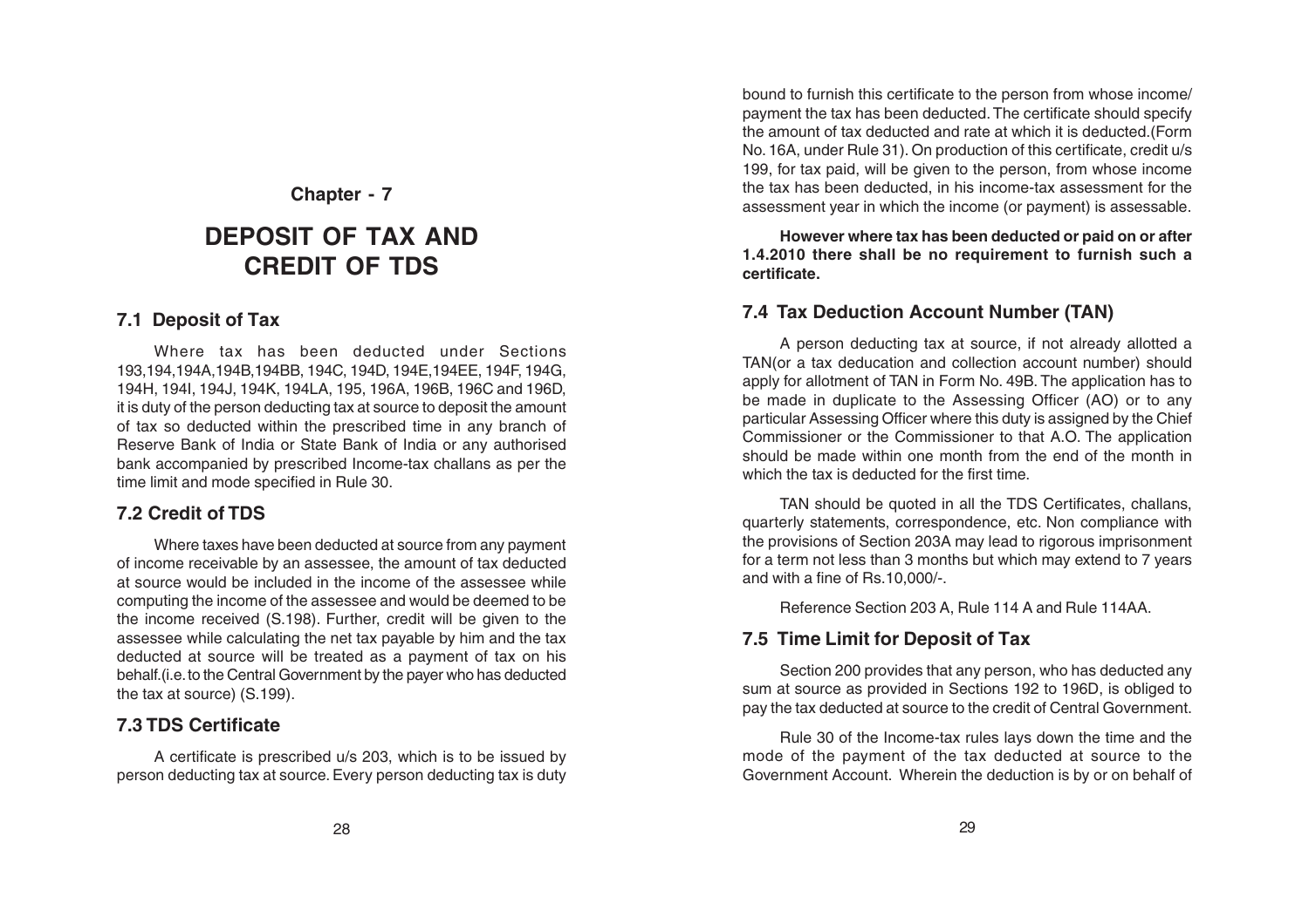# Chapter - 7

# DEPOSIT OF TAX AND CREDIT OF TDS

## 7.1 Deposit of Tax

Where tax has been deducted under Sections 193,194,194A,194B,194BB, 194C, 194D, 194E,194EE, 194F, 194G, 194H, 194I, 194J, 194K, 194LA, 195, 196A, 196B, 196C and 196D, it is duty of the person deducting tax at source to deposit the amount of tax so deducted within the prescribed time in any branch of Reserve Bank of India or State Bank of India or any authorised bank accompanied by prescribed Income-tax challans as per the time limit and mode specified in Rule 30.

## 7.2 Credit of TDS

Where taxes have been deducted at source from any payment of income receivable by an assessee, the amount of tax deducted at source would be included in the income of the assessee while computing the income of the assessee and would be deemed to be the income received (S.198). Further, credit will be given to the assessee while calculating the net tax payable by him and the tax deducted at source will be treated as a payment of tax on his behalf.(i.e. to the Central Government by the payer who has deducted the tax at source) (S.199).

## 7.3 TDS Certificate

A certificate is prescribed u/s 203, which is to be issued by person deducting tax at source. Every person deducting tax is duty bound to furnish this certificate to the person from whose income/ payment the tax has been deducted. The certificate should specify the amount of tax deducted and rate at which it is deducted.(Form No. 16A, under Rule 31). On production of this certificate, credit u/s 199, for tax paid, will be given to the person, from whose income the tax has been deducted, in his income-tax assessment for the assessment year in which the income (or payment) is assessable.

**However where tax has been deducted or paid on or after 1.4.2010 there shall be no requirement to furnish such a certificate.**

## 7.4 Tax Deduction Account Number (TAN)

A person deducting tax at source, if not already allotted a TAN(or a tax deducation and collection account number) should apply for allotment of TAN in Form No. 49B. The application has to be made in duplicate to the Assessing Officer (AO) or to any particular Assessing Officer where this duty is assigned by the Chief Commissioner or the Commissioner to that A.O. The application should be made within one month from the end of the month in which the tax is deducted for the first time.

TAN should be quoted in all the TDS Certificates, challans, quarterly statements, correspondence, etc. Non compliance with the provisions of Section 203A may lead to rigorous imprisonment for a term not less than 3 months but which may extend to 7 years and with a fine of Rs.10,000/-.

Reference Section 203 A, Rule 114 A and Rule 114AA.

## 7.5 Time Limit for Deposit of Tax

Section 200 provides that any person, who has deducted any sum at source as provided in Sections 192 to 196D, is obliged to pay the tax deducted at source to the credit of Central Government.

Rule 30 of the Income-tax rules lays down the time and the mode of the payment of the tax deducted at source to the Government Account. Wherein the deduction is by or on behalf of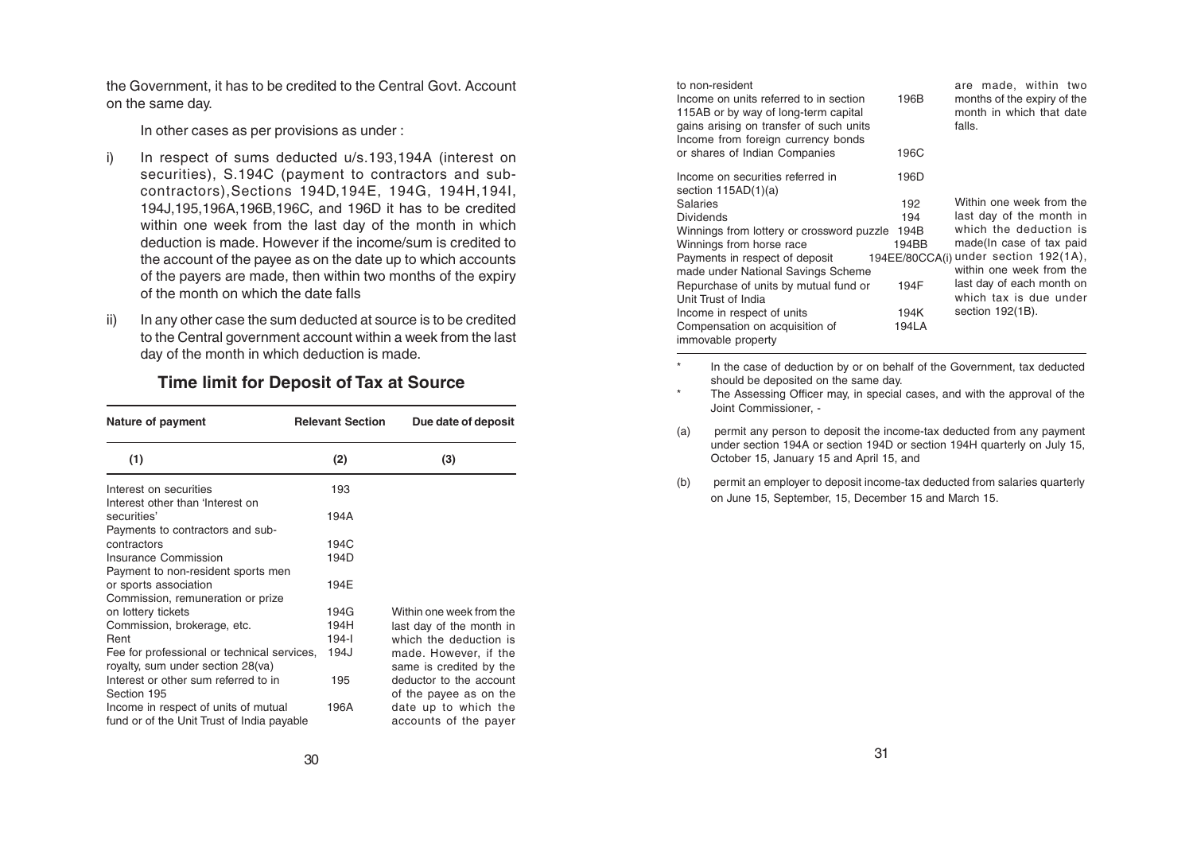the Government, it has to be credited to the Central Govt. Account on the same day.

In other cases as per provisions as under :

i) In respect of sums deducted u/s.193,194A (interest on securities), S.194C (payment to contractors and sub-contractors),Sections 194D,194E, 194G, 194H,194I, 194J,195,196A,196B,196C, and 196D it has to be credited within one week from the last day of the month in which deduction is made. However if the income/sum is credited to the account of the payee as on the date up to which accounts of the payers are made, then within two months of the expiry of the month on which the date falls

ii) In any other case the sum deducted at source is to be credited to the Central government account within a week from the last day of the month in which deduction is made.

## Time limit for Deposit of Tax at Source

| Nature of payment | Relevant Section | Due date of deposit |
|---|---|---|
| (1) | (2) | (3) |
| Interest on securities | 193 | Within one week from the last day of the month in which the deduction is made. However, if the same is credited by the deductor to the account of the payee as on the date up to which the accounts of the payer are made, within two months of the expiry of the month in which that date falls. |
| Interest other than 'Interest on securities' | 194A | |
| Payments to contractors and sub-contractors | 194C | |
| Insurance Commission | 194D | |
| Payment to non-resident sports men or sports association | 194E | |
| Commission, remuneration or prize on lottery tickets | 194G | |
| Commission, brokerage, etc. | 194H | |
| Rent | 194-I | |
| Fee for professional or technical services, royalty, sum under section 28(va) | 194J | |
| Interest or other sum referred to in Section 195 | 195 | |
| Income in respect of units of mutual fund or of the Unit Trust of India payable to non-resident | 196A | |
| Income on units referred to in section 115AB or by way of long-term capital gains arising on transfer of such units | 196B | |
| Income from foreign currency bonds or shares of Indian Companies | 196C | |
| Income on securities referred in section 115AD(1)(a) | 196D | |
| Salaries | 192 | Within one week from the last day of the month in which the deduction is made(In case of tax paid under section 192(1A), within one week from the last day of each month on which tax is due under section 192(1B). |
| Dividends | 194 | |
| Winnings from lottery or crossword puzzle | 194B | |
| Winnings from horse race | 194BB | |
| Payments in respect of deposit made under National Savings Scheme | 194EE/80CCA(i) | |
| Repurchase of units by mutual fund or Unit Trust of India | 194F | |
| Income in respect of units | 194K | |
| Compensation on acquisition of immovable property | 194LA | |

\* In the case of deduction by or on behalf of the Government, tax deducted should be deposited on the same day.

\* The Assessing Officer may, in special cases, and with the approval of the Joint Commissioner, -

(a) permit any person to deposit the income-tax deducted from any payment under section 194A or section 194D or section 194H quarterly on July 15, October 15, January 15 and April 15, and

(b) permit an employer to deposit income-tax deducted from salaries quarterly on June 15, September, 15, December 15 and March 15.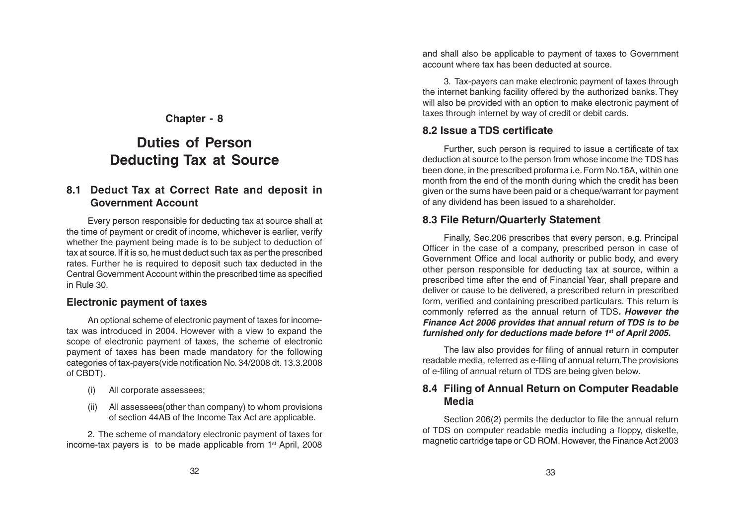## Chapter - 8

# Duties of Person Deducting Tax at Source

### 8.1 Deduct Tax at Correct Rate and deposit in Government Account

Every person responsible for deducting tax at source shall at the time of payment or credit of income, whichever is earlier, verify whether the payment being made is to be subject to deduction of tax at source. If it is so, he must deduct such tax as per the prescribed rates. Further he is required to deposit such tax deducted in the Central Government Account within the prescribed time as specified in Rule 30.

### Electronic payment of taxes

An optional scheme of electronic payment of taxes for income-tax was introduced in 2004. However with a view to expand the scope of electronic payment of taxes, the scheme of electronic payment of taxes has been made mandatory for the following categories of tax-payers(vide notification No. 34/2008 dt. 13.3.2008 of CBDT).

(i) All corporate assessees;

(ii) All assessees(other than company) to whom provisions of section 44AB of the Income Tax Act are applicable.

2. The scheme of mandatory electronic payment of taxes for income-tax payers is to be made applicable from 1st April, 2008 and shall also be applicable to payment of taxes to Government account where tax has been deducted at source.

3. Tax-payers can make electronic payment of taxes through the internet banking facility offered by the authorized banks. They will also be provided with an option to make electronic payment of taxes through internet by way of credit or debit cards.

### 8.2 Issue a TDS certificate

Further, such person is required to issue a certificate of tax deduction at source to the person from whose income the TDS has been done, in the prescribed proforma i.e. Form No.16A, within one month from the end of the month during which the credit has been given or the sums have been paid or a cheque/warrant for payment of any dividend has been issued to a shareholder.

### 8.3 File Return/Quarterly Statement

Finally, Sec.206 prescribes that every person, e.g. Principal Officer in the case of a company, prescribed person in case of Government Office and local authority or public body, and every other person responsible for deducting tax at source, within a prescribed time after the end of Financial Year, shall prepare and deliver or cause to be delivered, a prescribed return in prescribed form, verified and containing prescribed particulars. This return is commonly referred as the annual return of TDS***. However the Finance Act 2006 provides that annual return of TDS is to be furnished only for deductions made before 1st of April 2005.***

The law also provides for filing of annual return in computer readable media, referred as e-filing of annual return.The provisions of e-filing of annual return of TDS are being given below.

### 8.4 Filing of Annual Return on Computer Readable Media

Section 206(2) permits the deductor to file the annual return of TDS on computer readable media including a floppy, diskette, magnetic cartridge tape or CD ROM. However, the Finance Act 2003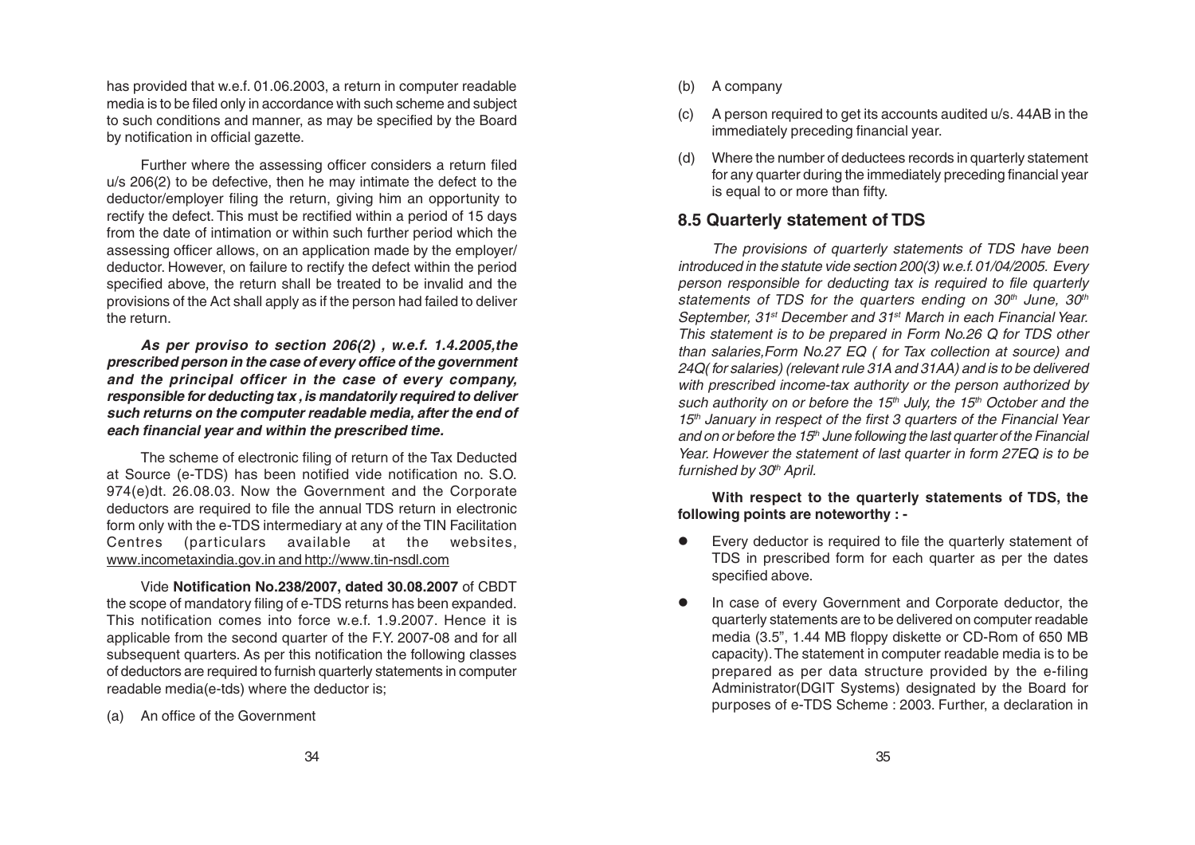has provided that w.e.f. 01.06.2003, a return in computer readable media is to be filed only in accordance with such scheme and subject to such conditions and manner, as may be specified by the Board by notification in official gazette.

Further where the assessing officer considers a return filed u/s 206(2) to be defective, then he may intimate the defect to the deductor/employer filing the return, giving him an opportunity to rectify the defect. This must be rectified within a period of 15 days from the date of intimation or within such further period which the assessing officer allows, on an application made by the employer/ deductor. However, on failure to rectify the defect within the period specified above, the return shall be treated to be invalid and the provisions of the Act shall apply as if the person had failed to deliver the return.

***As per proviso to section 206(2) , w.e.f. 1.4.2005,the prescribed person in the case of every office of the government and the principal officer in the case of every company, responsible for deducting tax , is mandatorily required to deliver such returns on the computer readable media, after the end of each financial year and within the prescribed time.***

The scheme of electronic filing of return of the Tax Deducted at Source (e-TDS) has been notified vide notification no. S.O. 974(e)dt. 26.08.03. Now the Government and the Corporate deductors are required to file the annual TDS return in electronic form only with the e-TDS intermediary at any of the TIN Facilitation Centres (particulars available at the websites, www.incometaxindia.gov.in and http://www.tin-nsdl.com

Vide **Notification No.238/2007, dated 30.08.2007** of CBDT the scope of mandatory filing of e-TDS returns has been expanded. This notification comes into force w.e.f. 1.9.2007. Hence it is applicable from the second quarter of the F.Y. 2007-08 and for all subsequent quarters. As per this notification the following classes of deductors are required to furnish quarterly statements in computer readable media(e-tds) where the deductor is;

(a) An office of the Government

(b) A company

(c) A person required to get its accounts audited u/s. 44AB in the immediately preceding financial year.

(d) Where the number of deductees records in quarterly statement for any quarter during the immediately preceding financial year is equal to or more than fifty.

## 8.5 Quarterly statement of TDS

*The provisions of quarterly statements of TDS have been introduced in the statute vide section 200(3) w.e.f. 01/04/2005. Every person responsible for deducting tax is required to file quarterly statements of TDS for the quarters ending on 30th June, 30th September, 31st December and 31st March in each Financial Year. This statement is to be prepared in Form No.26 Q for TDS other than salaries,Form No.27 EQ ( for Tax collection at source) and 24Q( for salaries) (relevant rule 31A and 31AA) and is to be delivered with prescribed income-tax authority or the person authorized by such authority on or before the 15th July, the 15th October and the 15th January in respect of the first 3 quarters of the Financial Year and on or before the 15th June following the last quarter of the Financial Year. However the statement of last quarter in form 27EQ is to be furnished by 30th April.*

**With respect to the quarterly statements of TDS, the following points are noteworthy : -**

- Every deductor is required to file the quarterly statement of TDS in prescribed form for each quarter as per the dates specified above.
- In case of every Government and Corporate deductor, the quarterly statements are to be delivered on computer readable media (3.5", 1.44 MB floppy diskette or CD-Rom of 650 MB capacity). The statement in computer readable media is to be prepared as per data structure provided by the e-filing Administrator(DGIT Systems) designated by the Board for purposes of e-TDS Scheme : 2003. Further, a declaration in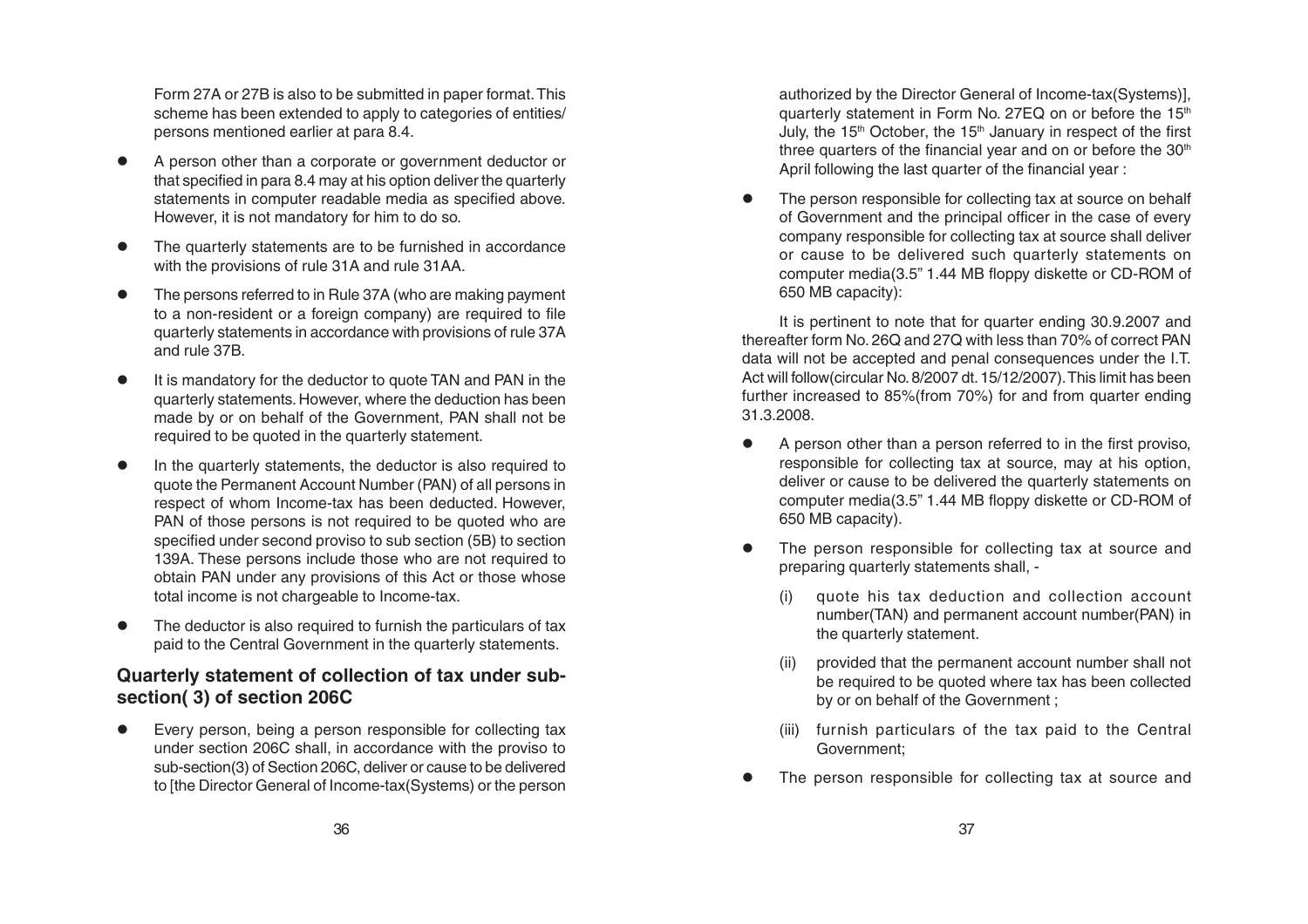Form 27A or 27B is also to be submitted in paper format. This scheme has been extended to apply to categories of entities/ persons mentioned earlier at para 8.4.

- A person other than a corporate or government deductor or that specified in para 8.4 may at his option deliver the quarterly statements in computer readable media as specified above. However, it is not mandatory for him to do so.
- The quarterly statements are to be furnished in accordance with the provisions of rule 31A and rule 31AA.
- The persons referred to in Rule 37A (who are making payment to a non-resident or a foreign company) are required to file quarterly statements in accordance with provisions of rule 37A and rule 37B.
- It is mandatory for the deductor to quote TAN and PAN in the quarterly statements. However, where the deduction has been made by or on behalf of the Government, PAN shall not be required to be quoted in the quarterly statement.
- In the quarterly statements, the deductor is also required to quote the Permanent Account Number (PAN) of all persons in respect of whom Income-tax has been deducted. However, PAN of those persons is not required to be quoted who are specified under second proviso to sub section (5B) to section 139A. These persons include those who are not required to obtain PAN under any provisions of this Act or those whose total income is not chargeable to Income-tax.
- The deductor is also required to furnish the particulars of tax paid to the Central Government in the quarterly statements.

## Quarterly statement of collection of tax under sub-section( 3) of section 206C

- Every person, being a person responsible for collecting tax under section 206C shall, in accordance with the proviso to sub-section(3) of Section 206C, deliver or cause to be delivered to [the Director General of Income-tax(Systems) or the person authorized by the Director General of Income-tax(Systems)], quarterly statement in Form No. 27EQ on or before the 15th July, the 15th October, the 15th January in respect of the first three quarters of the financial year and on or before the 30th April following the last quarter of the financial year :
- The person responsible for collecting tax at source on behalf of Government and the principal officer in the case of every company responsible for collecting tax at source shall deliver or cause to be delivered such quarterly statements on computer media(3.5" 1.44 MB floppy diskette or CD-ROM of 650 MB capacity):

It is pertinent to note that for quarter ending 30.9.2007 and thereafter form No. 26Q and 27Q with less than 70% of correct PAN data will not be accepted and penal consequences under the I.T. Act will follow(circular No. 8/2007 dt. 15/12/2007). This limit has been further increased to 85%(from 70%) for and from quarter ending 31.3.2008.

- A person other than a person referred to in the first proviso, responsible for collecting tax at source, may at his option, deliver or cause to be delivered the quarterly statements on computer media(3.5" 1.44 MB floppy diskette or CD-ROM of 650 MB capacity).
- The person responsible for collecting tax at source and preparing quarterly statements shall, -
  - (i) quote his tax deduction and collection account number(TAN) and permanent account number(PAN) in the quarterly statement.
  - (ii) provided that the permanent account number shall not be required to be quoted where tax has been collected by or on behalf of the Government ;
  - (iii) furnish particulars of the tax paid to the Central Government;
- The person responsible for collecting tax at source and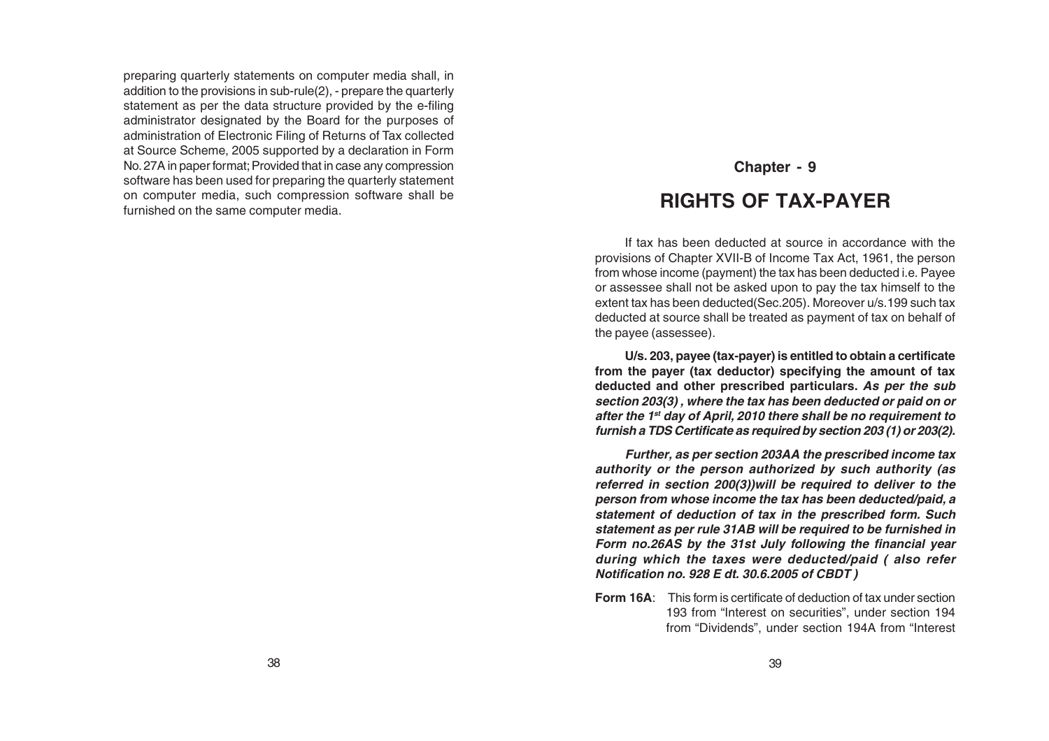preparing quarterly statements on computer media shall, in addition to the provisions in sub-rule(2), - prepare the quarterly statement as per the data structure provided by the e-filing administrator designated by the Board for the purposes of administration of Electronic Filing of Returns of Tax collected at Source Scheme, 2005 supported by a declaration in Form No. 27A in paper format; Provided that in case any compression software has been used for preparing the quarterly statement on computer media, such compression software shall be furnished on the same computer media.

## Chapter - 9

# RIGHTS OF TAX-PAYER

If tax has been deducted at source in accordance with the provisions of Chapter XVII-B of Income Tax Act, 1961, the person from whose income (payment) the tax has been deducted i.e. Payee or assessee shall not be asked upon to pay the tax himself to the extent tax has been deducted(Sec.205). Moreover u/s.199 such tax deducted at source shall be treated as payment of tax on behalf of the payee (assessee).

**U/s. 203, payee (tax-payer) is entitled to obtain a certificate from the payer (tax deductor) specifying the amount of tax deducted and other prescribed particulars.** ***As per the sub section 203(3) , where the tax has been deducted or paid on or after the 1st day of April, 2010 there shall be no requirement to furnish a TDS Certificate as required by section 203 (1) or 203(2).***

***Further, as per section 203AA the prescribed income tax authority or the person authorized by such authority (as referred in section 200(3))will be required to deliver to the person from whose income the tax has been deducted/paid, a statement of deduction of tax in the prescribed form. Such statement as per rule 31AB will be required to be furnished in Form no.26AS by the 31st July following the financial year during which the taxes were deducted/paid ( also refer Notification no. 928 E dt. 30.6.2005 of CBDT )***

**Form 16A**: This form is certificate of deduction of tax under section 193 from "Interest on securities", under section 194 from "Dividends", under section 194A from "Interest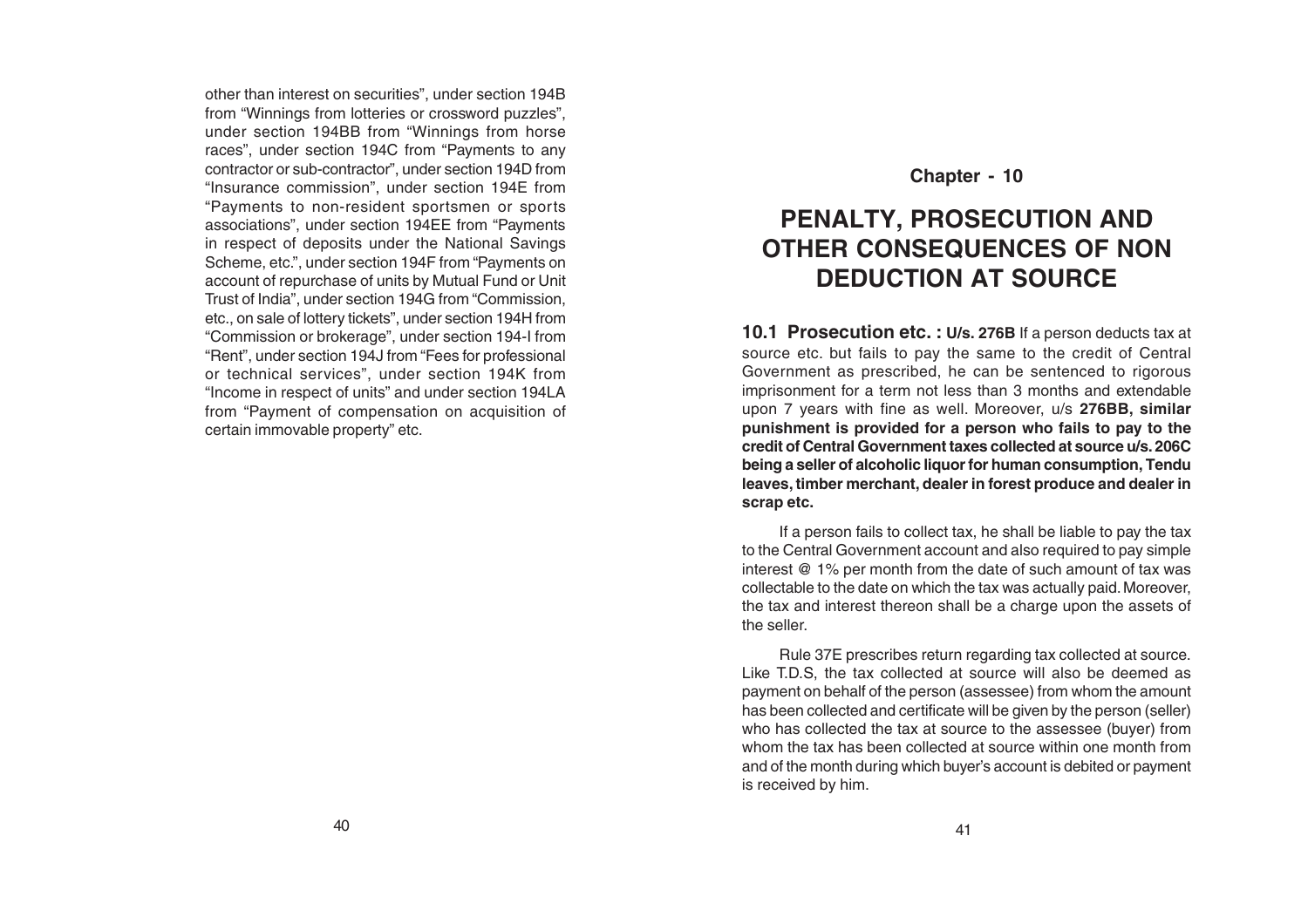other than interest on securities", under section 194B from "Winnings from lotteries or crossword puzzles", under section 194BB from "Winnings from horse races", under section 194C from "Payments to any contractor or sub-contractor", under section 194D from "Insurance commission", under section 194E from "Payments to non-resident sportsmen or sports associations", under section 194EE from "Payments in respect of deposits under the National Savings Scheme, etc.", under section 194F from "Payments on account of repurchase of units by Mutual Fund or Unit Trust of India", under section 194G from "Commission, etc., on sale of lottery tickets", under section 194H from "Commission or brokerage", under section 194-I from "Rent", under section 194J from "Fees for professional or technical services", under section 194K from "Income in respect of units" and under section 194LA from "Payment of compensation on acquisition of certain immovable property" etc.

## Chapter - 10

# PENALTY, PROSECUTION AND OTHER CONSEQUENCES OF NON DEDUCTION AT SOURCE

**10.1 Prosecution etc. : U/s. 276B** If a person deducts tax at source etc. but fails to pay the same to the credit of Central Government as prescribed, he can be sentenced to rigorous imprisonment for a term not less than 3 months and extendable upon 7 years with fine as well. Moreover, u/s **276BB, similar punishment is provided for a person who fails to pay to the credit of Central Government taxes collected at source u/s. 206C being a seller of alcoholic liquor for human consumption, Tendu leaves, timber merchant, dealer in forest produce and dealer in scrap etc.**

If a person fails to collect tax, he shall be liable to pay the tax to the Central Government account and also required to pay simple interest @ 1% per month from the date of such amount of tax was collectable to the date on which the tax was actually paid. Moreover, the tax and interest thereon shall be a charge upon the assets of the seller.

Rule 37E prescribes return regarding tax collected at source. Like T.D.S, the tax collected at source will also be deemed as payment on behalf of the person (assessee) from whom the amount has been collected and certificate will be given by the person (seller) who has collected the tax at source to the assessee (buyer) from whom the tax has been collected at source within one month from and of the month during which buyer's account is debited or payment is received by him.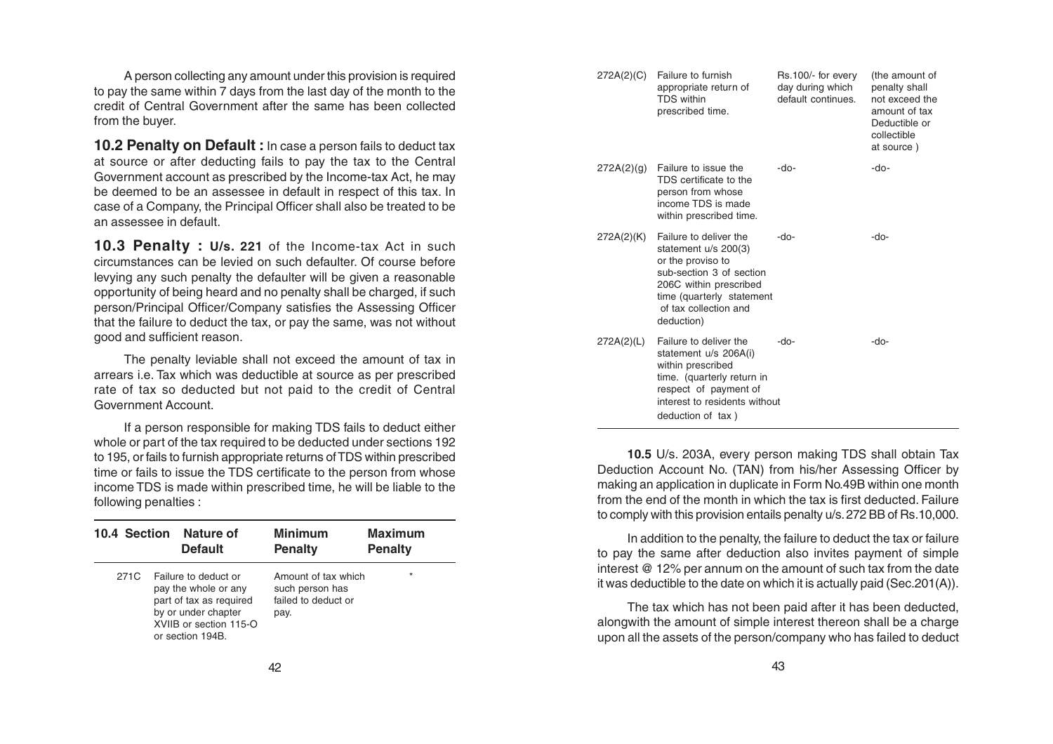A person collecting any amount under this provision is required to pay the same within 7 days from the last day of the month to the credit of Central Government after the same has been collected from the buyer.

**10.2 Penalty on Default :** In case a person fails to deduct tax at source or after deducting fails to pay the tax to the Central Government account as prescribed by the Income-tax Act, he may be deemed to be an assessee in default in respect of this tax. In case of a Company, the Principal Officer shall also be treated to be an assessee in default.

**10.3 Penalty : U/s. 221** of the Income-tax Act in such circumstances can be levied on such defaulter. Of course before levying any such penalty the defaulter will be given a reasonable opportunity of being heard and no penalty shall be charged, if such person/Principal Officer/Company satisfies the Assessing Officer that the failure to deduct the tax, or pay the same, was not without good and sufficient reason.

The penalty leviable shall not exceed the amount of tax in arrears i.e. Tax which was deductible at source as per prescribed rate of tax so deducted but not paid to the credit of Central Government Account.

If a person responsible for making TDS fails to deduct either whole or part of the tax required to be deducted under sections 192 to 195, or fails to furnish appropriate returns of TDS within prescribed time or fails to issue the TDS certificate to the person from whose income TDS is made within prescribed time, he will be liable to the following penalties :

| 10.4 Section | Nature of Default | Minimum Penalty | Maximum Penalty |
|---|---|---|---|
| 271C | Failure to deduct or pay the whole or any part of tax as required by or under chapter XVIIB or section 115-O or section 194B. | Amount of tax which such person has failed to deduct or pay. | * |
| 272A(2)(C) | Failure to furnish appropriate return of TDS within prescribed time. | Rs.100/- for every day during which default continues. | (the amount of penalty shall not exceed the amount of tax Deductible or collectible at source ) |
| 272A(2)(g) | Failure to issue the TDS certificate to the person from whose income TDS is made within prescribed time. | -do- | -do- |
| 272A(2)(K) | Failure to deliver the statement u/s 200(3) or the proviso to sub-section 3 of section 206C within prescribed time (quarterly statement of tax collection and deduction) | -do- | -do- |
| 272A(2)(L) | Failure to deliver the statement u/s 206A(i) within prescribed time. (quarterly return in respect of payment of interest to residents without deduction of tax ) | -do- | -do- |

**10.5** U/s. 203A, every person making TDS shall obtain Tax Deduction Account No. (TAN) from his/her Assessing Officer by making an application in duplicate in Form No.49B within one month from the end of the month in which the tax is first deducted. Failure to comply with this provision entails penalty u/s. 272 BB of Rs.10,000.

In addition to the penalty, the failure to deduct the tax or failure to pay the same after deduction also invites payment of simple interest @ 12% per annum on the amount of such tax from the date it was deductible to the date on which it is actually paid (Sec.201(A)).

The tax which has not been paid after it has been deducted, alongwith the amount of simple interest thereon shall be a charge upon all the assets of the person/company who has failed to deduct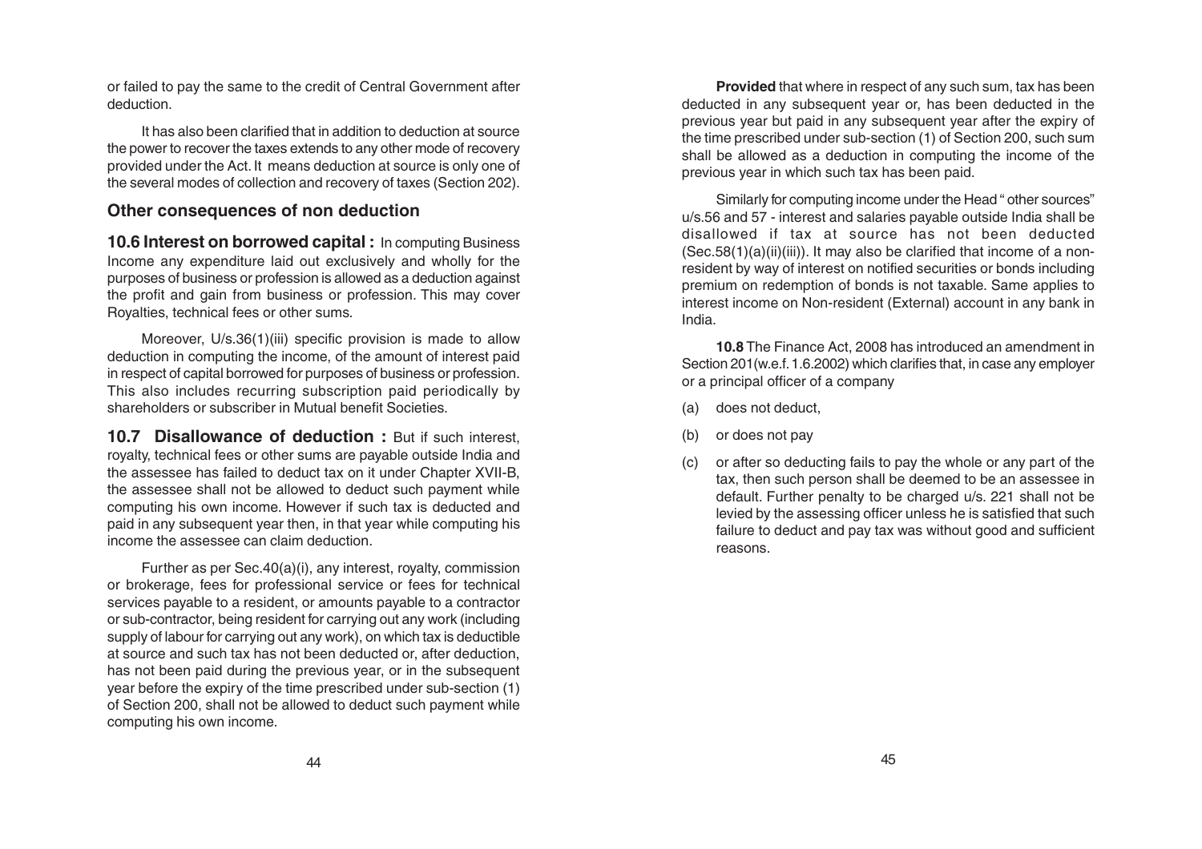or failed to pay the same to the credit of Central Government after deduction.

It has also been clarified that in addition to deduction at source the power to recover the taxes extends to any other mode of recovery provided under the Act. It means deduction at source is only one of the several modes of collection and recovery of taxes (Section 202).

## Other consequences of non deduction

**10.6 Interest on borrowed capital :** In computing Business Income any expenditure laid out exclusively and wholly for the purposes of business or profession is allowed as a deduction against the profit and gain from business or profession. This may cover Royalties, technical fees or other sums.

Moreover, U/s.36(1)(iii) specific provision is made to allow deduction in computing the income, of the amount of interest paid in respect of capital borrowed for purposes of business or profession. This also includes recurring subscription paid periodically by shareholders or subscriber in Mutual benefit Societies.

**10.7 Disallowance of deduction :** But if such interest, royalty, technical fees or other sums are payable outside India and the assessee has failed to deduct tax on it under Chapter XVII-B, the assessee shall not be allowed to deduct such payment while computing his own income. However if such tax is deducted and paid in any subsequent year then, in that year while computing his income the assessee can claim deduction.

Further as per Sec.40(a)(i), any interest, royalty, commission or brokerage, fees for professional service or fees for technical services payable to a resident, or amounts payable to a contractor or sub-contractor, being resident for carrying out any work (including supply of labour for carrying out any work), on which tax is deductible at source and such tax has not been deducted or, after deduction, has not been paid during the previous year, or in the subsequent year before the expiry of the time prescribed under sub-section (1) of Section 200, shall not be allowed to deduct such payment while computing his own income.

**Provided** that where in respect of any such sum, tax has been deducted in any subsequent year or, has been deducted in the previous year but paid in any subsequent year after the expiry of the time prescribed under sub-section (1) of Section 200, such sum shall be allowed as a deduction in computing the income of the previous year in which such tax has been paid.

Similarly for computing income under the Head " other sources" u/s.56 and 57 - interest and salaries payable outside India shall be disallowed if tax at source has not been deducted (Sec.58(1)(a)(ii)(iii)). It may also be clarified that income of a non-resident by way of interest on notified securities or bonds including premium on redemption of bonds is not taxable. Same applies to interest income on Non-resident (External) account in any bank in India.

**10.8** The Finance Act, 2008 has introduced an amendment in Section 201(w.e.f. 1.6.2002) which clarifies that, in case any employer or a principal officer of a company

(a) does not deduct,

(b) or does not pay

(c) or after so deducting fails to pay the whole or any part of the tax, then such person shall be deemed to be an assessee in default. Further penalty to be charged u/s. 221 shall not be levied by the assessing officer unless he is satisfied that such failure to deduct and pay tax was without good and sufficient reasons.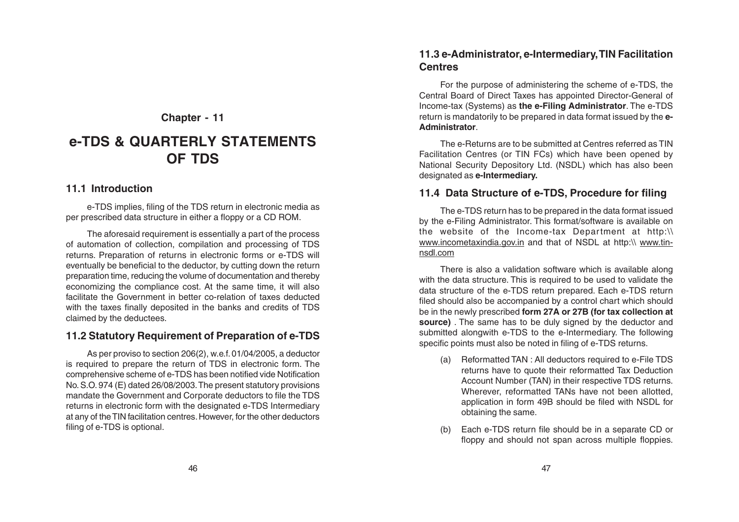Chapter - 11

# e-TDS & QUARTERLY STATEMENTS OF TDS

## 11.1 Introduction

e-TDS implies, filing of the TDS return in electronic media as per prescribed data structure in either a floppy or a CD ROM.

The aforesaid requirement is essentially a part of the process of automation of collection, compilation and processing of TDS returns. Preparation of returns in electronic forms or e-TDS will eventually be beneficial to the deductor, by cutting down the return preparation time, reducing the volume of documentation and thereby economizing the compliance cost. At the same time, it will also facilitate the Government in better co-relation of taxes deducted with the taxes finally deposited in the banks and credits of TDS claimed by the deductees.

## 11.2 Statutory Requirement of Preparation of e-TDS

As per proviso to section 206(2), w.e.f. 01/04/2005, a deductor is required to prepare the return of TDS in electronic form. The comprehensive scheme of e-TDS has been notified vide Notification No. S.O. 974 (E) dated 26/08/2003. The present statutory provisions mandate the Government and Corporate deductors to file the TDS returns in electronic form with the designated e-TDS Intermediary at any of the TIN facilitation centres. However, for the other deductors filing of e-TDS is optional.

## 11.3 e-Administrator, e-Intermediary, TIN Facilitation Centres

For the purpose of administering the scheme of e-TDS, the Central Board of Direct Taxes has appointed Director-General of Income-tax (Systems) as **the e-Filing Administrator**. The e-TDS return is mandatorily to be prepared in data format issued by the **e-Administrator**.

The e-Returns are to be submitted at Centres referred as TIN Facilitation Centres (or TIN FCs) which have been opened by National Security Depository Ltd. (NSDL) which has also been designated as **e-Intermediary.**

## 11.4 Data Structure of e-TDS, Procedure for filing

The e-TDS return has to be prepared in the data format issued by the e-Filing Administrator. This format/software is available on the website of the Income-tax Department at http:\\ www.incometaxindia.gov.in and that of NSDL at http:\\ www.tin-nsdl.com

There is also a validation software which is available along with the data structure. This is required to be used to validate the data structure of the e-TDS return prepared. Each e-TDS return filed should also be accompanied by a control chart which should be in the newly prescribed **form 27A or 27B (for tax collection at source)** . The same has to be duly signed by the deductor and submitted alongwith e-TDS to the e-Intermediary. The following specific points must also be noted in filing of e-TDS returns.

(a) Reformatted TAN : All deductors required to e-File TDS returns have to quote their reformatted Tax Deduction Account Number (TAN) in their respective TDS returns. Wherever, reformatted TANs have not been allotted, application in form 49B should be filed with NSDL for obtaining the same.

(b) Each e-TDS return file should be in a separate CD or floppy and should not span across multiple floppies.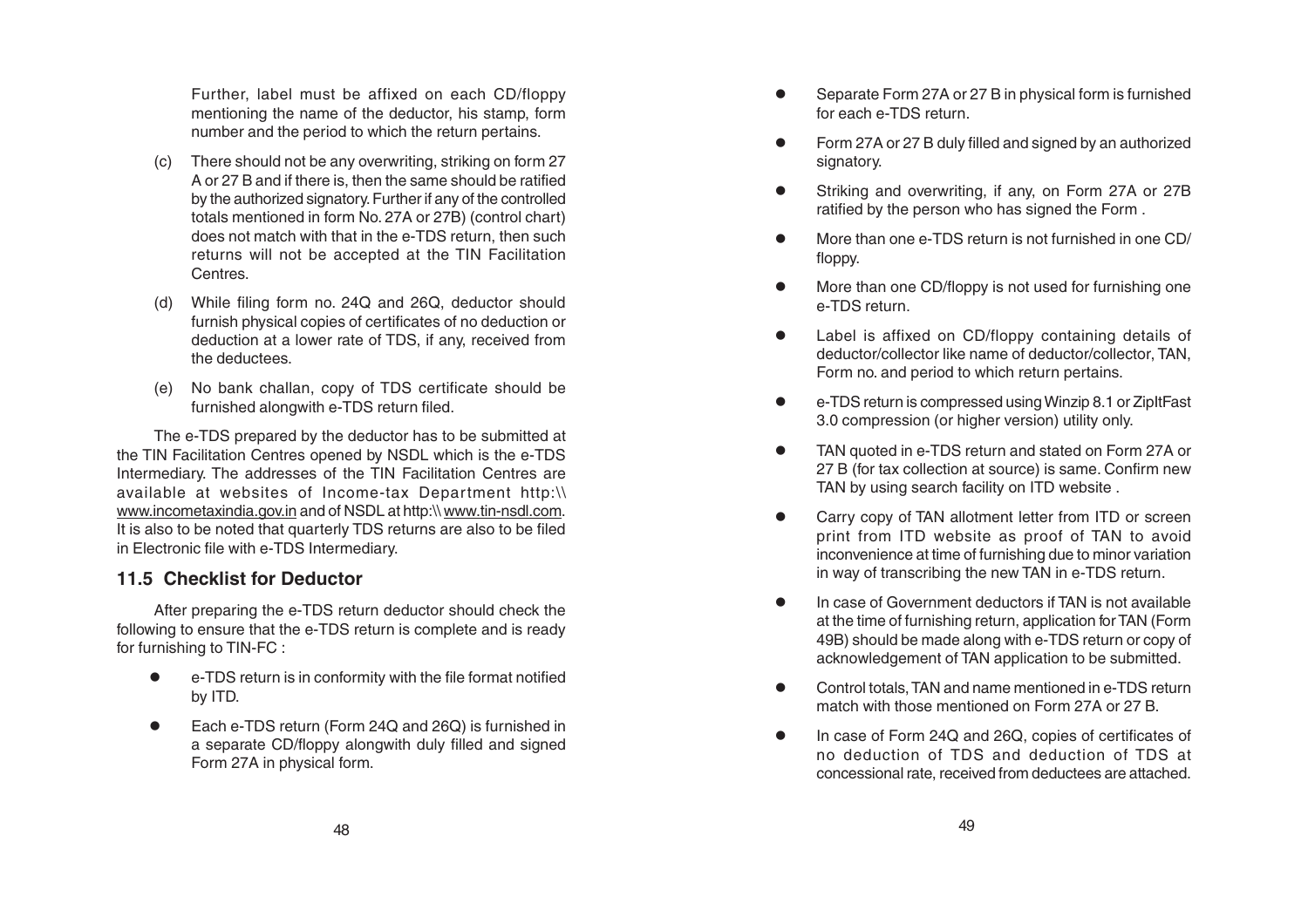Further, label must be affixed on each CD/floppy mentioning the name of the deductor, his stamp, form number and the period to which the return pertains.

(c) There should not be any overwriting, striking on form 27 A or 27 B and if there is, then the same should be ratified by the authorized signatory. Further if any of the controlled totals mentioned in form No. 27A or 27B) (control chart) does not match with that in the e-TDS return, then such returns will not be accepted at the TIN Facilitation Centres.

(d) While filing form no. 24Q and 26Q, deductor should furnish physical copies of certificates of no deduction or deduction at a lower rate of TDS, if any, received from the deductees.

(e) No bank challan, copy of TDS certificate should be furnished alongwith e-TDS return filed.

The e-TDS prepared by the deductor has to be submitted at the TIN Facilitation Centres opened by NSDL which is the e-TDS Intermediary. The addresses of the TIN Facilitation Centres are available at websites of Income-tax Department http:\\ www.incometaxindia.gov.in and of NSDL at http:\\ www.tin-nsdl.com. It is also to be noted that quarterly TDS returns are also to be filed in Electronic file with e-TDS Intermediary.

## 11.5 Checklist for Deductor

After preparing the e-TDS return deductor should check the following to ensure that the e-TDS return is complete and is ready for furnishing to TIN-FC :

- e-TDS return is in conformity with the file format notified by ITD.
- Each e-TDS return (Form 24Q and 26Q) is furnished in a separate CD/floppy alongwith duly filled and signed Form 27A in physical form.
- Separate Form 27A or 27 B in physical form is furnished for each e-TDS return.
- Form 27A or 27 B duly filled and signed by an authorized signatory.
- Striking and overwriting, if any, on Form 27A or 27B ratified by the person who has signed the Form .
- More than one e-TDS return is not furnished in one CD/ floppy.
- More than one CD/floppy is not used for furnishing one e-TDS return.
- Label is affixed on CD/floppy containing details of deductor/collector like name of deductor/collector, TAN, Form no. and period to which return pertains.
- e-TDS return is compressed using Winzip 8.1 or ZipItFast 3.0 compression (or higher version) utility only.
- TAN quoted in e-TDS return and stated on Form 27A or 27 B (for tax collection at source) is same. Confirm new TAN by using search facility on ITD website .
- Carry copy of TAN allotment letter from ITD or screen print from ITD website as proof of TAN to avoid inconvenience at time of furnishing due to minor variation in way of transcribing the new TAN in e-TDS return.
- In case of Government deductors if TAN is not available at the time of furnishing return, application for TAN (Form 49B) should be made along with e-TDS return or copy of acknowledgement of TAN application to be submitted.
- Control totals, TAN and name mentioned in e-TDS return match with those mentioned on Form 27A or 27 B.
- In case of Form 24Q and 26Q, copies of certificates of no deduction of TDS and deduction of TDS at concessional rate, received from deductees are attached.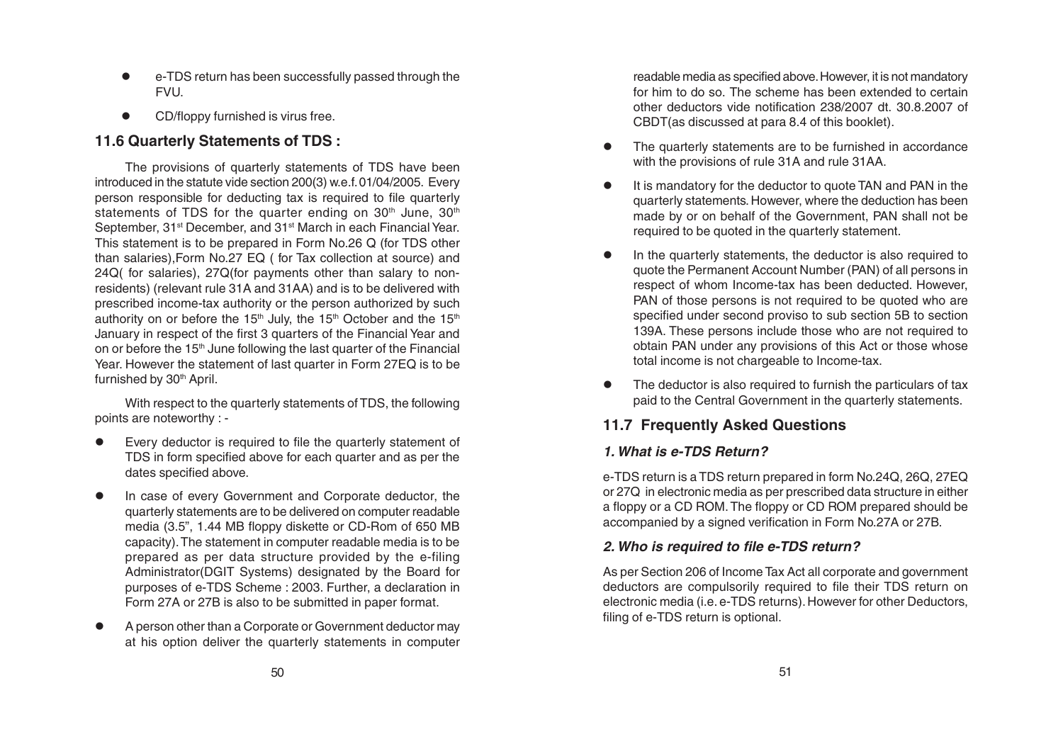- e-TDS return has been successfully passed through the FVU.
- CD/floppy furnished is virus free.

## 11.6 Quarterly Statements of TDS :

The provisions of quarterly statements of TDS have been introduced in the statute vide section 200(3) w.e.f. 01/04/2005. Every person responsible for deducting tax is required to file quarterly statements of TDS for the quarter ending on 30th June, 30th September, 31st December, and 31st March in each Financial Year. This statement is to be prepared in Form No.26 Q (for TDS other than salaries),Form No.27 EQ ( for Tax collection at source) and 24Q( for salaries), 27Q(for payments other than salary to non-residents) (relevant rule 31A and 31AA) and is to be delivered with prescribed income-tax authority or the person authorized by such authority on or before the 15th July, the 15th October and the 15th January in respect of the first 3 quarters of the Financial Year and on or before the 15th June following the last quarter of the Financial Year. However the statement of last quarter in Form 27EQ is to be furnished by 30th April.

With respect to the quarterly statements of TDS, the following points are noteworthy : -

- Every deductor is required to file the quarterly statement of TDS in form specified above for each quarter and as per the dates specified above.
- In case of every Government and Corporate deductor, the quarterly statements are to be delivered on computer readable media (3.5", 1.44 MB floppy diskette or CD-Rom of 650 MB capacity). The statement in computer readable media is to be prepared as per data structure provided by the e-filing Administrator(DGIT Systems) designated by the Board for purposes of e-TDS Scheme : 2003. Further, a declaration in Form 27A or 27B is also to be submitted in paper format.
- A person other than a Corporate or Government deductor may at his option deliver the quarterly statements in computer readable media as specified above. However, it is not mandatory for him to do so. The scheme has been extended to certain other deductors vide notification 238/2007 dt. 30.8.2007 of CBDT(as discussed at para 8.4 of this booklet).
- The quarterly statements are to be furnished in accordance with the provisions of rule 31A and rule 31AA.
- It is mandatory for the deductor to quote TAN and PAN in the quarterly statements. However, where the deduction has been made by or on behalf of the Government, PAN shall not be required to be quoted in the quarterly statement.
- In the quarterly statements, the deductor is also required to quote the Permanent Account Number (PAN) of all persons in respect of whom Income-tax has been deducted. However, PAN of those persons is not required to be quoted who are specified under second proviso to sub section 5B to section 139A. These persons include those who are not required to obtain PAN under any provisions of this Act or those whose total income is not chargeable to Income-tax.
- The deductor is also required to furnish the particulars of tax paid to the Central Government in the quarterly statements.

## 11.7 Frequently Asked Questions

### *1. What is e-TDS Return?*

e-TDS return is a TDS return prepared in form No.24Q, 26Q, 27EQ or 27Q in electronic media as per prescribed data structure in either a floppy or a CD ROM. The floppy or CD ROM prepared should be accompanied by a signed verification in Form No.27A or 27B.

### *2. Who is required to file e-TDS return?*

As per Section 206 of Income Tax Act all corporate and government deductors are compulsorily required to file their TDS return on electronic media (i.e. e-TDS returns). However for other Deductors, filing of e-TDS return is optional.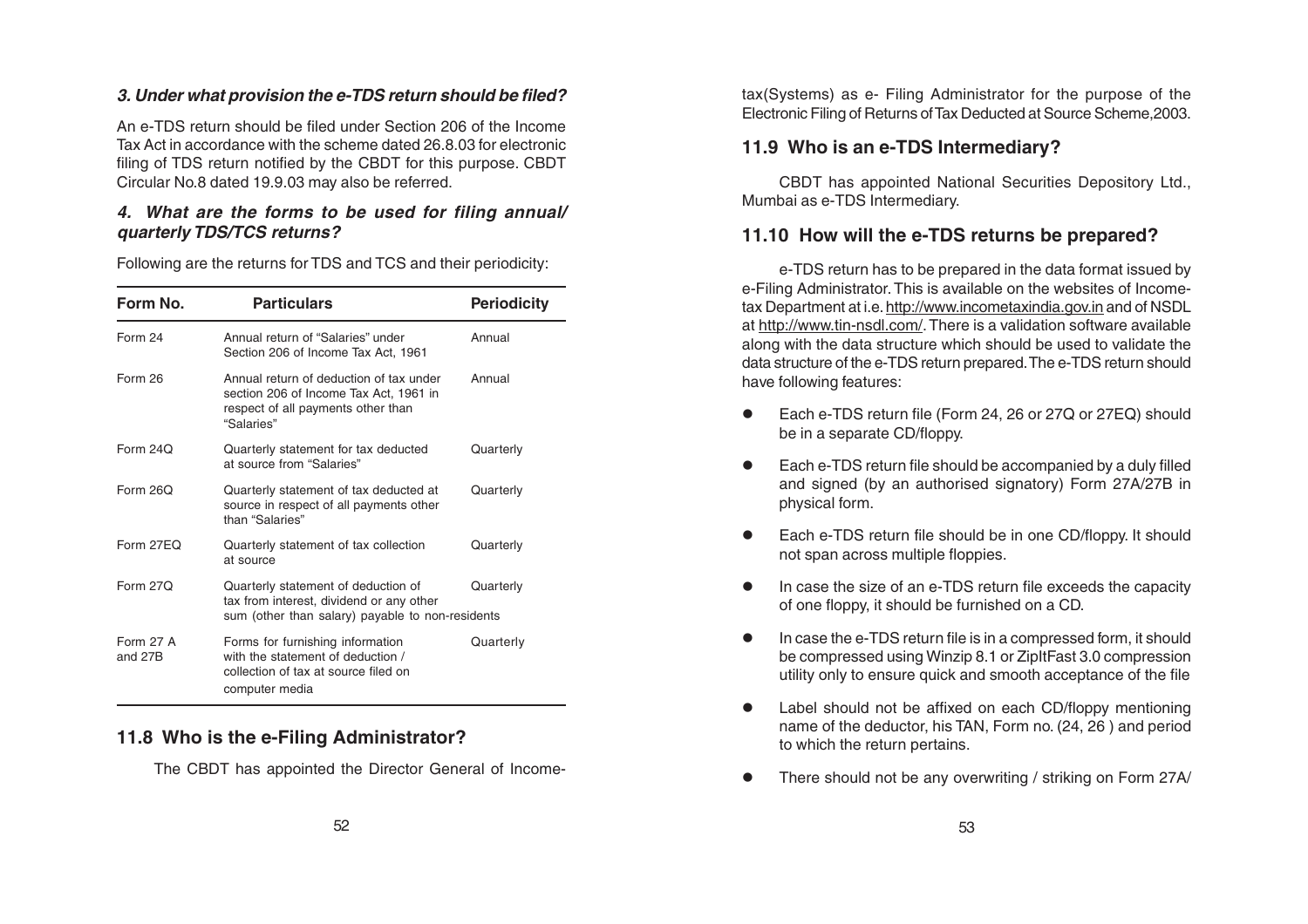### *3. Under what provision the e-TDS return should be filed?*

An e-TDS return should be filed under Section 206 of the Income Tax Act in accordance with the scheme dated 26.8.03 for electronic filing of TDS return notified by the CBDT for this purpose. CBDT Circular No.8 dated 19.9.03 may also be referred.

### *4. What are the forms to be used for filing annual/ quarterly TDS/TCS returns?*

Following are the returns for TDS and TCS and their periodicity:

| Form No. | Particulars | Periodicity |
|---|---|---|
| Form 24 | Annual return of "Salaries" under Section 206 of Income Tax Act, 1961 | Annual |
| Form 26 | Annual return of deduction of tax under section 206 of Income Tax Act, 1961 in respect of all payments other than "Salaries" | Annual |
| Form 24Q | Quarterly statement for tax deducted at source from "Salaries" | Quarterly |
| Form 26Q | Quarterly statement of tax deducted at source in respect of all payments other than "Salaries" | Quarterly |
| Form 27EQ | Quarterly statement of tax collection at source | Quarterly |
| Form 27Q | Quarterly statement of deduction of tax from interest, dividend or any other sum (other than salary) payable to non-residents | Quarterly |
| Form 27 A and 27B | Forms for furnishing information with the statement of deduction / collection of tax at source filed on computer media | Quarterly |

## 11.8 Who is the e-Filing Administrator?

The CBDT has appointed the Director General of Income-tax(Systems) as e- Filing Administrator for the purpose of the Electronic Filing of Returns of Tax Deducted at Source Scheme,2003.

## 11.9 Who is an e-TDS Intermediary?

CBDT has appointed National Securities Depository Ltd., Mumbai as e-TDS Intermediary.

## 11.10 How will the e-TDS returns be prepared?

e-TDS return has to be prepared in the data format issued by e-Filing Administrator. This is available on the websites of Income-tax Department at i.e. http://www.incometaxindia.gov.in and of NSDL at http://www.tin-nsdl.com/. There is a validation software available along with the data structure which should be used to validate the data structure of the e-TDS return prepared. The e-TDS return should have following features:

- Each e-TDS return file (Form 24, 26 or 27Q or 27EQ) should be in a separate CD/floppy.
- Each e-TDS return file should be accompanied by a duly filled and signed (by an authorised signatory) Form 27A/27B in physical form.
- Each e-TDS return file should be in one CD/floppy. It should not span across multiple floppies.
- In case the size of an e-TDS return file exceeds the capacity of one floppy, it should be furnished on a CD.
- In case the e-TDS return file is in a compressed form, it should be compressed using Winzip 8.1 or ZipItFast 3.0 compression utility only to ensure quick and smooth acceptance of the file
- Label should not be affixed on each CD/floppy mentioning name of the deductor, his TAN, Form no. (24, 26 ) and period to which the return pertains.
- There should not be any overwriting / striking on Form 27A/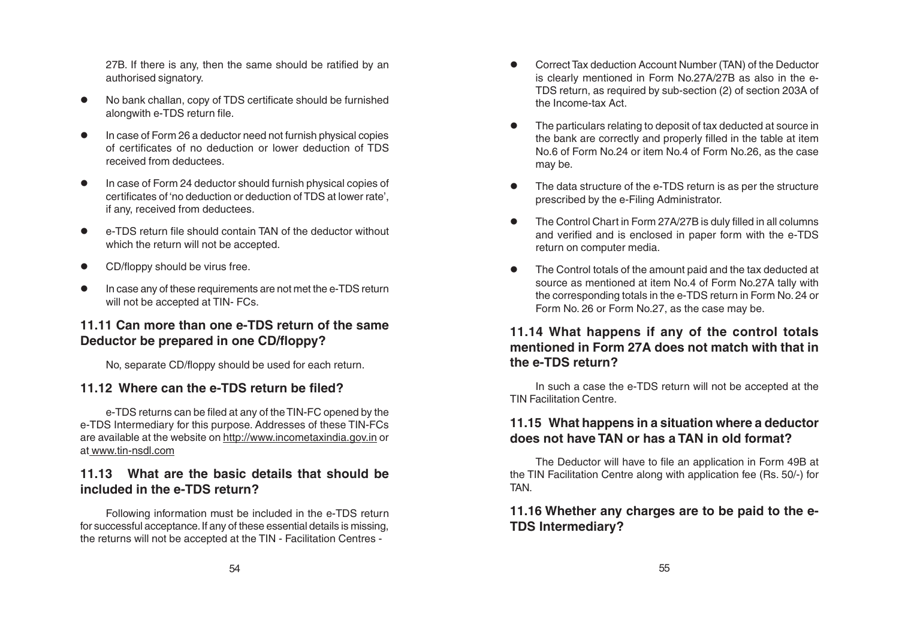27B. If there is any, then the same should be ratified by an authorised signatory.

- No bank challan, copy of TDS certificate should be furnished alongwith e-TDS return file.
- In case of Form 26 a deductor need not furnish physical copies of certificates of no deduction or lower deduction of TDS received from deductees.
- In case of Form 24 deductor should furnish physical copies of certificates of 'no deduction or deduction of TDS at lower rate', if any, received from deductees.
- e-TDS return file should contain TAN of the deductor without which the return will not be accepted.
- CD/floppy should be virus free.
- In case any of these requirements are not met the e-TDS return will not be accepted at TIN- FCs.

### 11.11 Can more than one e-TDS return of the same Deductor be prepared in one CD/floppy?

No, separate CD/floppy should be used for each return.

### 11.12 Where can the e-TDS return be filed?

e-TDS returns can be filed at any of the TIN-FC opened by the e-TDS Intermediary for this purpose. Addresses of these TIN-FCs are available at the website on http://www.incometaxindia.gov.in or at www.tin-nsdl.com

### 11.13 What are the basic details that should be included in the e-TDS return?

Following information must be included in the e-TDS return for successful acceptance. If any of these essential details is missing, the returns will not be accepted at the TIN - Facilitation Centres -

- Correct Tax deduction Account Number (TAN) of the Deductor is clearly mentioned in Form No.27A/27B as also in the e-TDS return, as required by sub-section (2) of section 203A of the Income-tax Act.
- The particulars relating to deposit of tax deducted at source in the bank are correctly and properly filled in the table at item No.6 of Form No.24 or item No.4 of Form No.26, as the case may be.
- The data structure of the e-TDS return is as per the structure prescribed by the e-Filing Administrator.
- The Control Chart in Form 27A/27B is duly filled in all columns and verified and is enclosed in paper form with the e-TDS return on computer media.
- The Control totals of the amount paid and the tax deducted at source as mentioned at item No.4 of Form No.27A tally with the corresponding totals in the e-TDS return in Form No. 24 or Form No. 26 or Form No.27, as the case may be.

### 11.14 What happens if any of the control totals mentioned in Form 27A does not match with that in the e-TDS return?

In such a case the e-TDS return will not be accepted at the TIN Facilitation Centre.

### 11.15 What happens in a situation where a deductor does not have TAN or has a TAN in old format?

The Deductor will have to file an application in Form 49B at the TIN Facilitation Centre along with application fee (Rs. 50/-) for TAN.

### 11.16 Whether any charges are to be paid to the e-TDS Intermediary?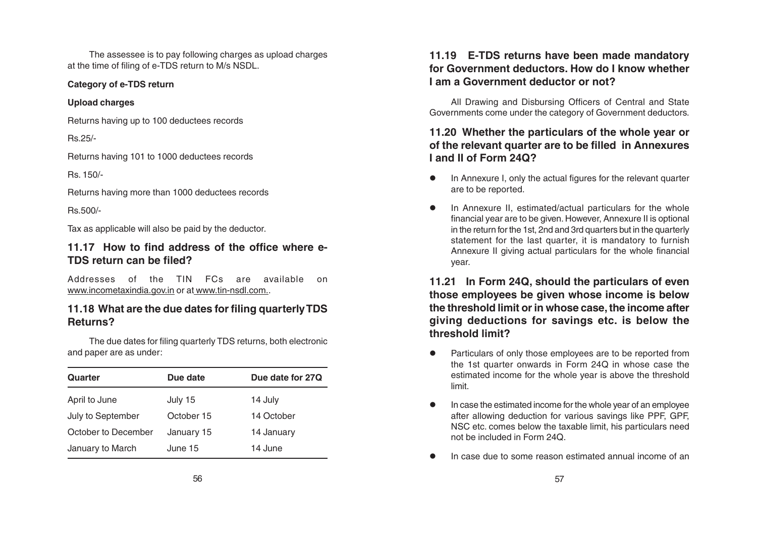The assessee is to pay following charges as upload charges at the time of filing of e-TDS return to M/s NSDL.

**Category of e-TDS return**

**Upload charges**

Returns having up to 100 deductees records

Rs.25/-

Returns having 101 to 1000 deductees records

Rs. 150/-

Returns having more than 1000 deductees records

Rs.500/-

Tax as applicable will also be paid by the deductor.

### 11.17 How to find address of the office where e-TDS return can be filed?

Addresses of the TIN FCs are available on www.incometaxindia.gov.in or at www.tin-nsdl.com..

### 11.18 What are the due dates for filing quarterly TDS Returns?

The due dates for filing quarterly TDS returns, both electronic and paper are as under:

| Quarter | Due date | Due date for 27Q |
|---|---|---|
| April to June | July 15 | 14 July |
| July to September | October 15 | 14 October |
| October to December | January 15 | 14 January |
| January to March | June 15 | 14 June |

### 11.19 E-TDS returns have been made mandatory for Government deductors. How do I know whether I am a Government deductor or not?

All Drawing and Disbursing Officers of Central and State Governments come under the category of Government deductors.

### 11.20 Whether the particulars of the whole year or of the relevant quarter are to be filled in Annexures I and II of Form 24Q?

- In Annexure I, only the actual figures for the relevant quarter are to be reported.
- In Annexure II, estimated/actual particulars for the whole financial year are to be given. However, Annexure II is optional in the return for the 1st, 2nd and 3rd quarters but in the quarterly statement for the last quarter, it is mandatory to furnish Annexure II giving actual particulars for the whole financial year.

### 11.21 In Form 24Q, should the particulars of even those employees be given whose income is below the threshold limit or in whose case, the income after giving deductions for savings etc. is below the threshold limit?

- Particulars of only those employees are to be reported from the 1st quarter onwards in Form 24Q in whose case the estimated income for the whole year is above the threshold limit.
- In case the estimated income for the whole year of an employee after allowing deduction for various savings like PPF, GPF, NSC etc. comes below the taxable limit, his particulars need not be included in Form 24Q.
- In case due to some reason estimated annual income of an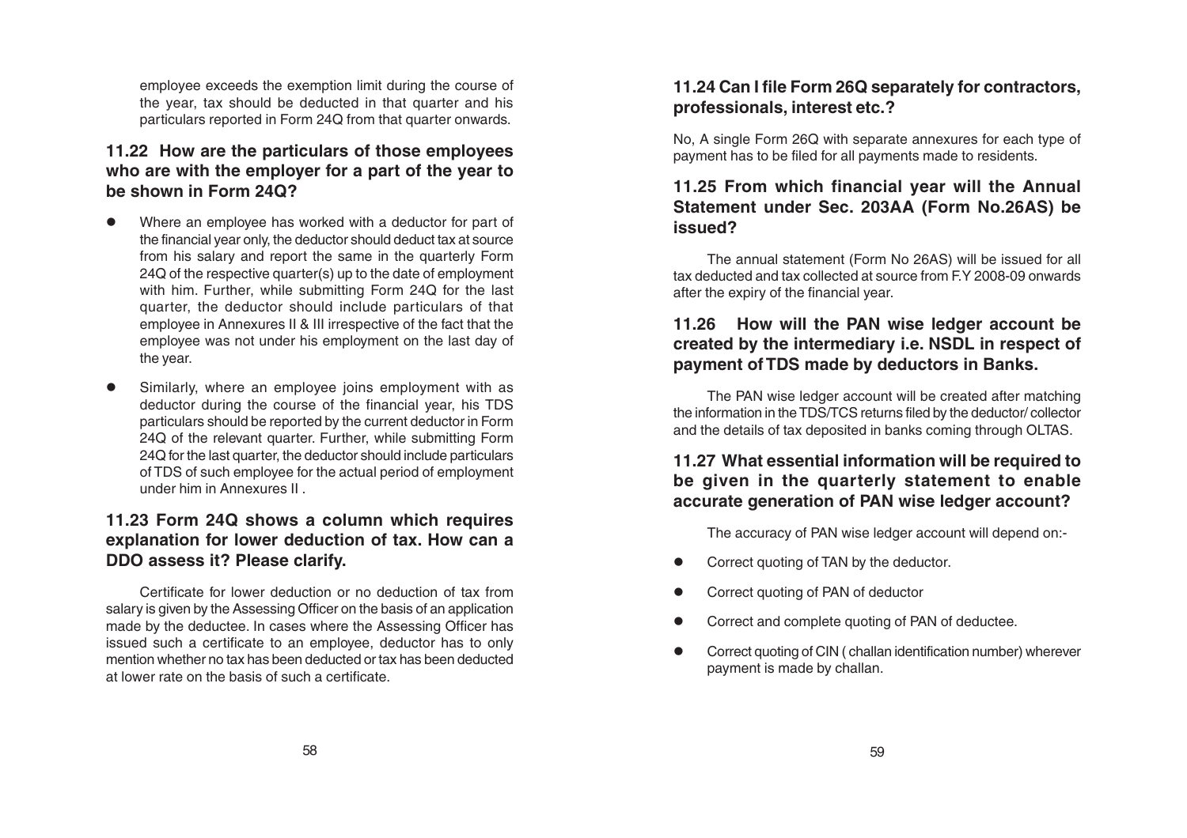employee exceeds the exemption limit during the course of the year, tax should be deducted in that quarter and his particulars reported in Form 24Q from that quarter onwards.

### 11.22 How are the particulars of those employees who are with the employer for a part of the year to be shown in Form 24Q?

- Where an employee has worked with a deductor for part of the financial year only, the deductor should deduct tax at source from his salary and report the same in the quarterly Form 24Q of the respective quarter(s) up to the date of employment with him. Further, while submitting Form 24Q for the last quarter, the deductor should include particulars of that employee in Annexures II & III irrespective of the fact that the employee was not under his employment on the last day of the year.

- Similarly, where an employee joins employment with as deductor during the course of the financial year, his TDS particulars should be reported by the current deductor in Form 24Q of the relevant quarter. Further, while submitting Form 24Q for the last quarter, the deductor should include particulars of TDS of such employee for the actual period of employment under him in Annexures II .

### 11.23 Form 24Q shows a column which requires explanation for lower deduction of tax. How can a DDO assess it? Please clarify.

Certificate for lower deduction or no deduction of tax from salary is given by the Assessing Officer on the basis of an application made by the deductee. In cases where the Assessing Officer has issued such a certificate to an employee, deductor has to only mention whether no tax has been deducted or tax has been deducted at lower rate on the basis of such a certificate.

### 11.24 Can I file Form 26Q separately for contractors, professionals, interest etc.?

No, A single Form 26Q with separate annexures for each type of payment has to be filed for all payments made to residents.

### 11.25 From which financial year will the Annual Statement under Sec. 203AA (Form No.26AS) be issued?

The annual statement (Form No 26AS) will be issued for all tax deducted and tax collected at source from F.Y 2008-09 onwards after the expiry of the financial year.

### 11.26 How will the PAN wise ledger account be created by the intermediary i.e. NSDL in respect of payment of TDS made by deductors in Banks.

The PAN wise ledger account will be created after matching the information in the TDS/TCS returns filed by the deductor/ collector and the details of tax deposited in banks coming through OLTAS.

### 11.27 What essential information will be required to be given in the quarterly statement to enable accurate generation of PAN wise ledger account?

The accuracy of PAN wise ledger account will depend on:-

- Correct quoting of TAN by the deductor.
- Correct quoting of PAN of deductor
- Correct and complete quoting of PAN of deductee.
- Correct quoting of CIN ( challan identification number) wherever payment is made by challan.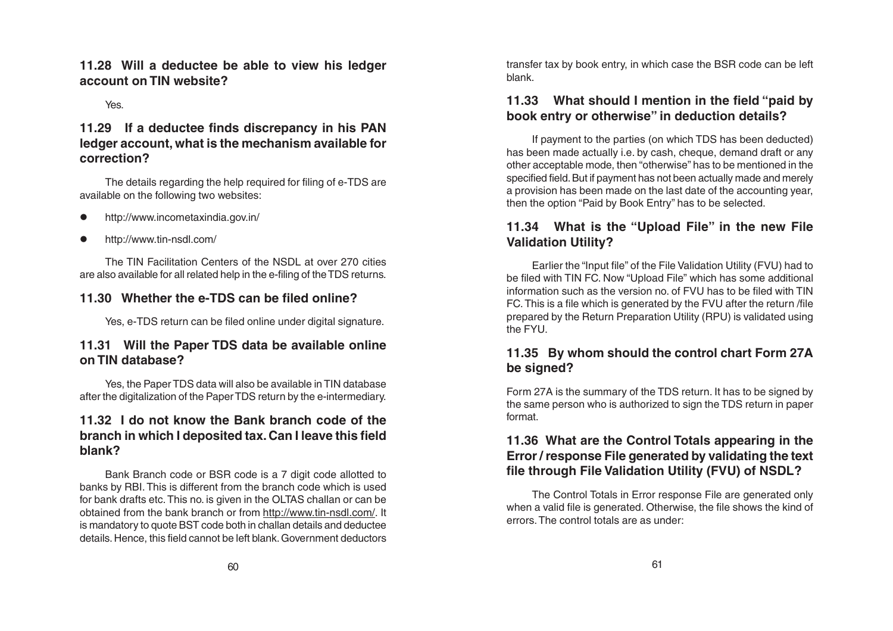### 11.28 Will a deductee be able to view his ledger account on TIN website?

Yes.

### 11.29 If a deductee finds discrepancy in his PAN ledger account, what is the mechanism available for correction?

The details regarding the help required for filing of e-TDS are available on the following two websites:

- http://www.incometaxindia.gov.in/
- http://www.tin-nsdl.com/

The TIN Facilitation Centers of the NSDL at over 270 cities are also available for all related help in the e-filing of the TDS returns.

### 11.30 Whether the e-TDS can be filed online?

Yes, e-TDS return can be filed online under digital signature.

### 11.31 Will the Paper TDS data be available online on TIN database?

Yes, the Paper TDS data will also be available in TIN database after the digitalization of the Paper TDS return by the e-intermediary.

### 11.32 I do not know the Bank branch code of the branch in which I deposited tax. Can I leave this field blank?

Bank Branch code or BSR code is a 7 digit code allotted to banks by RBI. This is different from the branch code which is used for bank drafts etc. This no. is given in the OLTAS challan or can be obtained from the bank branch or from http://www.tin-nsdl.com/. It is mandatory to quote BST code both in challan details and deductee details. Hence, this field cannot be left blank. Government deductors transfer tax by book entry, in which case the BSR code can be left blank.

### 11.33 What should I mention in the field "paid by book entry or otherwise" in deduction details?

If payment to the parties (on which TDS has been deducted) has been made actually i.e. by cash, cheque, demand draft or any other acceptable mode, then "otherwise" has to be mentioned in the specified field. But if payment has not been actually made and merely a provision has been made on the last date of the accounting year, then the option "Paid by Book Entry" has to be selected.

### 11.34 What is the "Upload File" in the new File Validation Utility?

Earlier the "Input file" of the File Validation Utility (FVU) had to be filed with TIN FC. Now "Upload File" which has some additional information such as the version no. of FVU has to be filed with TIN FC. This is a file which is generated by the FVU after the return /file prepared by the Return Preparation Utility (RPU) is validated using the FYU.

### 11.35 By whom should the control chart Form 27A be signed?

Form 27A is the summary of the TDS return. It has to be signed by the same person who is authorized to sign the TDS return in paper format.

### 11.36 What are the Control Totals appearing in the Error / response File generated by validating the text file through File Validation Utility (FVU) of NSDL?

The Control Totals in Error response File are generated only when a valid file is generated. Otherwise, the file shows the kind of errors. The control totals are as under: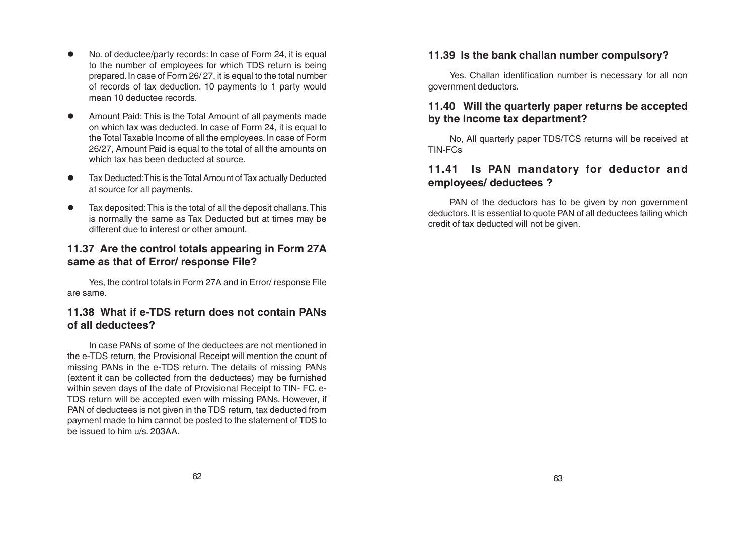- No. of deductee/party records: In case of Form 24, it is equal to the number of employees for which TDS return is being prepared. In case of Form 26/ 27, it is equal to the total number of records of tax deduction. 10 payments to 1 party would mean 10 deductee records.
- Amount Paid: This is the Total Amount of all payments made on which tax was deducted. In case of Form 24, it is equal to the Total Taxable Income of all the employees. In case of Form 26/27, Amount Paid is equal to the total of all the amounts on which tax has been deducted at source.
- Tax Deducted: This is the Total Amount of Tax actually Deducted at source for all payments.
- Tax deposited: This is the total of all the deposit challans. This is normally the same as Tax Deducted but at times may be different due to interest or other amount.

### 11.37 Are the control totals appearing in Form 27A same as that of Error/ response File?

Yes, the control totals in Form 27A and in Error/ response File are same.

### 11.38 What if e-TDS return does not contain PANs of all deductees?

In case PANs of some of the deductees are not mentioned in the e-TDS return, the Provisional Receipt will mention the count of missing PANs in the e-TDS return. The details of missing PANs (extent it can be collected from the deductees) may be furnished within seven days of the date of Provisional Receipt to TIN- FC. e-TDS return will be accepted even with missing PANs. However, if PAN of deductees is not given in the TDS return, tax deducted from payment made to him cannot be posted to the statement of TDS to be issued to him u/s. 203AA.

### 11.39 Is the bank challan number compulsory?

Yes. Challan identification number is necessary for all non government deductors.

### 11.40 Will the quarterly paper returns be accepted by the Income tax department?

No, All quarterly paper TDS/TCS returns will be received at TIN-FCs

### 11.41 Is PAN mandatory for deductor and employees/ deductees ?

PAN of the deductors has to be given by non government deductors. It is essential to quote PAN of all deductees failing which credit of tax deducted will not be given.